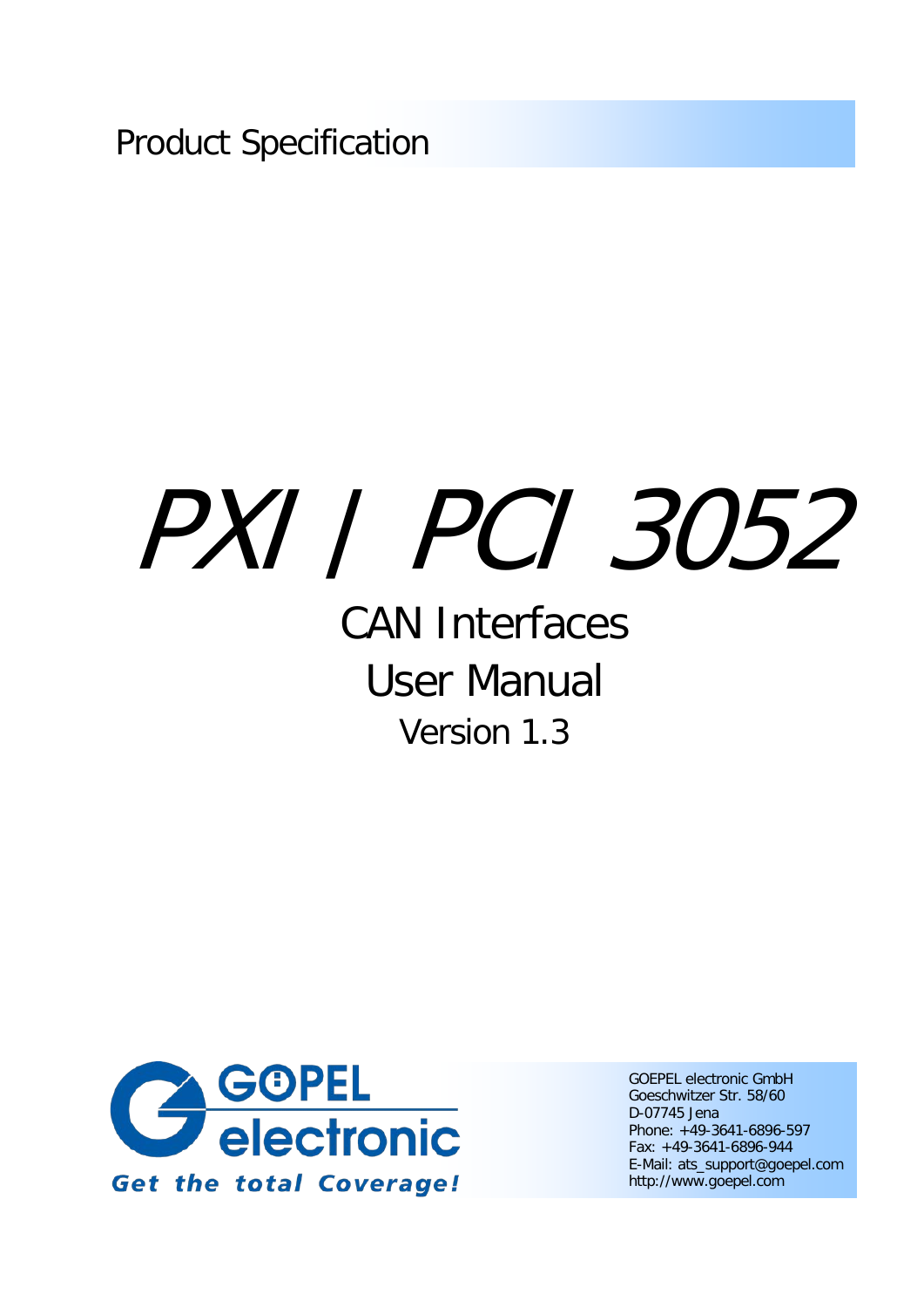Product Specification

# PXI / PCI 3052

## CAN Interfaces

## User Manual

Version 1.3

GOPEL electronic

Get the total Coverage!

GOEPEL electronic GmbH
Goeschwitzer Str. 58/60
D-07745 Jena
Phone: +49-3641-6896-597
Fax: +49-3641-6896-944
E-Mail: ats_support@goepel.com
http://www.goepel.com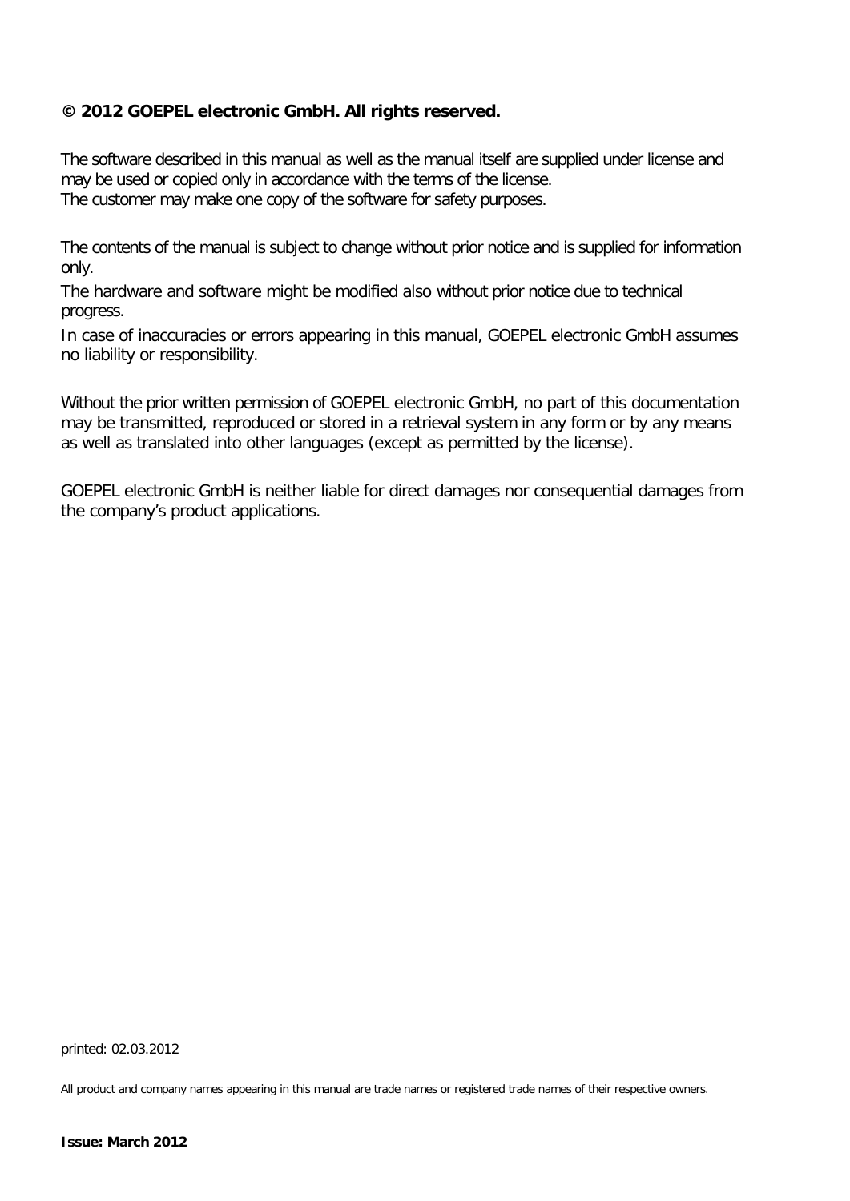**© 2012 GOEPEL electronic GmbH. All rights reserved.**

The software described in this manual as well as the manual itself are supplied under license and may be used or copied only in accordance with the terms of the license.
The customer may make one copy of the software for safety purposes.

The contents of the manual is subject to change without prior notice and is supplied for information only.

The hardware and software might be modified also without prior notice due to technical progress.

In case of inaccuracies or errors appearing in this manual, GOEPEL electronic GmbH assumes no liability or responsibility.

Without the prior written permission of GOEPEL electronic GmbH, no part of this documentation may be transmitted, reproduced or stored in a retrieval system in any form or by any means as well as translated into other languages (except as permitted by the license).

GOEPEL electronic GmbH is neither liable for direct damages nor consequential damages from the company's product applications.

printed: 02.03.2012

All product and company names appearing in this manual are trade names or registered trade names of their respective owners.

**Issue: March 2012**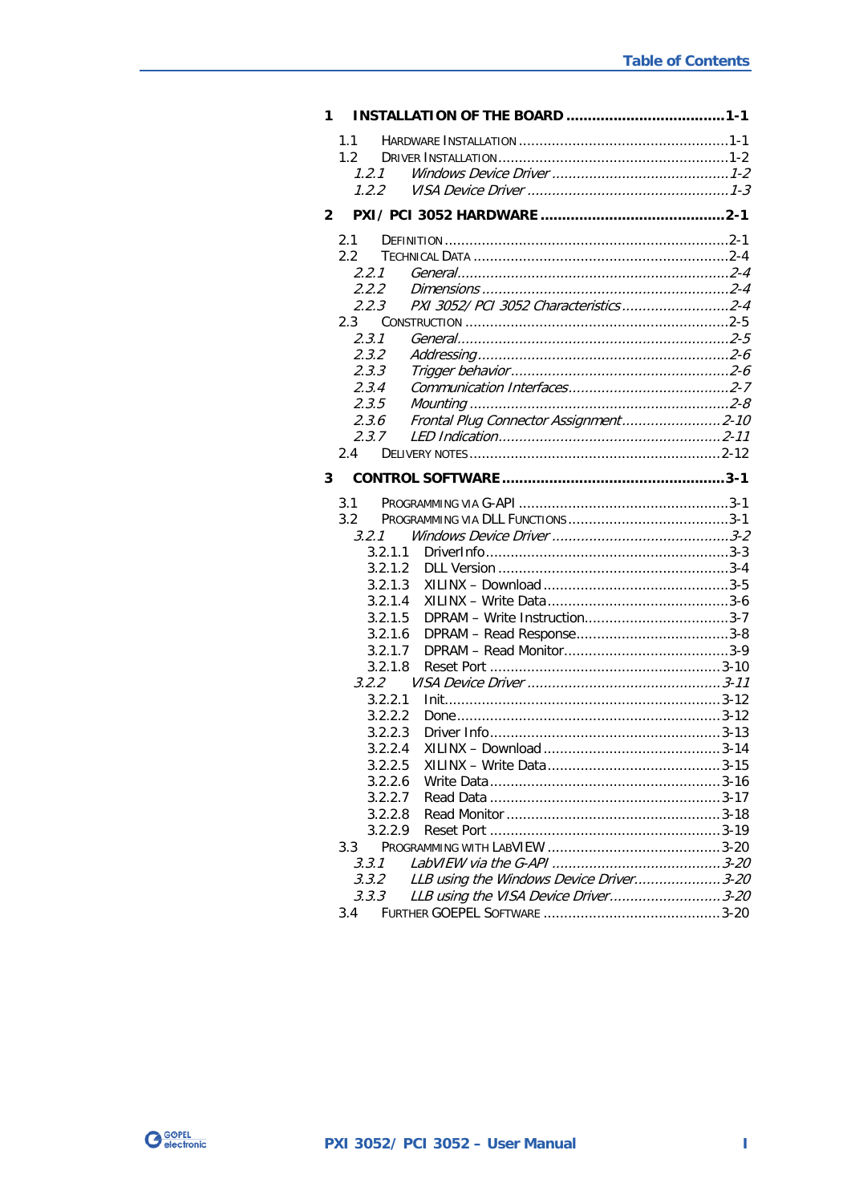**1 INSTALLATION OF THE BOARD ....................................1-1**

1.1 HARDWARE INSTALLATION ....................................................1-1
1.2 DRIVER INSTALLATION ..........................................................1-2
*1.2.1 Windows Device Driver ............................................1-2*
*1.2.2 VISA Device Driver ...................................................1-3*

**2 PXI/ PCI 3052 HARDWARE ..........................................2-1**

2.1 DEFINITION .........................................................................2-1
2.2 TECHNICAL DATA ..................................................................2-4
*2.2.1 General....................................................................2-4*
*2.2.2 Dimensions ..............................................................2-4*
*2.2.3 PXI 3052/ PCI 3052 Characteristics ...........................2-4*
2.3 CONSTRUCTION ....................................................................2-5
*2.3.1 General....................................................................2-5*
*2.3.2 Addressing ...............................................................2-6*
*2.3.3 Trigger behavior .......................................................2-6*
*2.3.4 Communication Interfaces.........................................2-7*
*2.3.5 Mounting .................................................................2-8*
*2.3.6 Frontal Plug Connector Assignment ...........................2-10*
*2.3.7 LED Indication.........................................................2-11*
2.4 DELIVERY NOTES ..................................................................2-12

**3 CONTROL SOFTWARE ....................................................3-1**

3.1 PROGRAMMING VIA G-API ....................................................3-1
3.2 PROGRAMMING VIA DLL FUNCTIONS .......................................3-1
*3.2.1 Windows Device Driver ............................................3-2*
3.2.1.1 DriverInfo...........................................................3-3
3.2.1.2 DLL Version ........................................................3-4
3.2.1.3 XILINX – Download .............................................3-5
3.2.1.4 XILINX – Write Data............................................3-6
3.2.1.5 DPRAM – Write Instruction...................................3-7
3.2.1.6 DPRAM – Read Response.....................................3-8
3.2.1.7 DPRAM – Read Monitor........................................3-9
3.2.1.8 Reset Port ........................................................3-10
*3.2.2 VISA Device Driver .................................................3-11*
3.2.2.1 Init...................................................................3-12
3.2.2.2 Done................................................................3-12
3.2.2.3 Driver Info........................................................3-13
3.2.2.4 XILINX – Download ...........................................3-14
3.2.2.5 XILINX – Write Data..........................................3-15
3.2.2.6 Write Data........................................................3-16
3.2.2.7 Read Data ........................................................3-17
3.2.2.8 Read Monitor ....................................................3-18
3.2.2.9 Reset Port ........................................................3-19
3.3 PROGRAMMING WITH LABVIEW ...........................................3-20
*3.3.1 LabVIEW via the G-API ..........................................3-20*
*3.3.2 LLB using the Windows Device Driver.....................3-20*
*3.3.3 LLB using the VISA Device Driver...........................3-20*
3.4 FURTHER GOEPEL SOFTWARE ...........................................3-20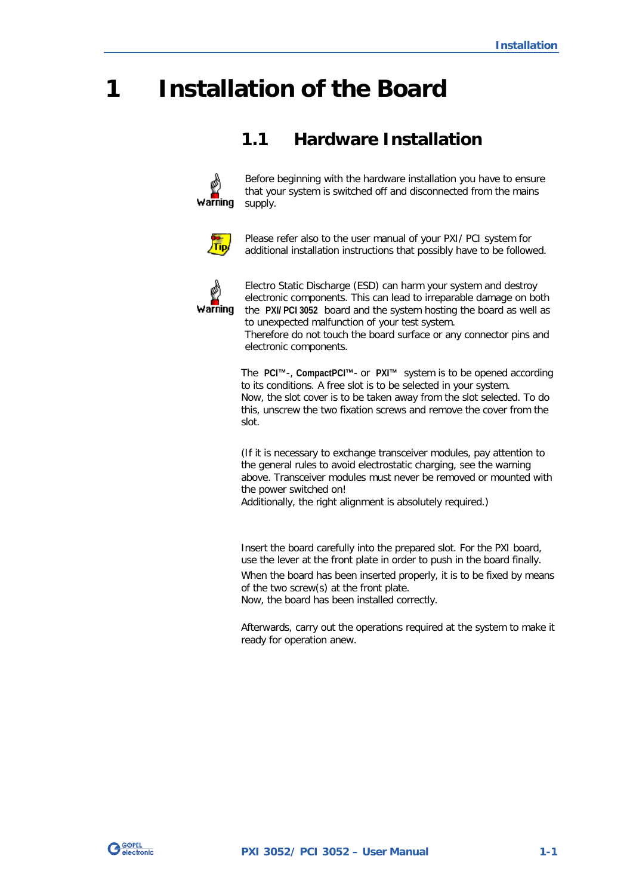# 1 Installation of the Board

## 1.1 Hardware Installation

**Warning**

Before beginning with the hardware installation you have to ensure that your system is switched off and disconnected from the mains supply.

**Tip**

Please refer also to the user manual of your PXI/ PCI system for additional installation instructions that possibly have to be followed.

**Warning**

Electro Static Discharge (ESD) can harm your system and destroy electronic components. This can lead to irreparable damage on both the **PXI/PCI 3052** board and the system hosting the board as well as to unexpected malfunction of your test system.
Therefore do not touch the board surface or any connector pins and electronic components.

The **PCI™**-, **CompactPCI™**- or **PXI™** system is to be opened according to its conditions. A free slot is to be selected in your system.
Now, the slot cover is to be taken away from the slot selected. To do this, unscrew the two fixation screws and remove the cover from the slot.

(If it is necessary to exchange transceiver modules, pay attention to the general rules to avoid electrostatic charging, see the warning above. Transceiver modules must never be removed or mounted with the power switched on!
Additionally, the right alignment is absolutely required.)

Insert the board carefully into the prepared slot. For the PXI board, use the lever at the front plate in order to push in the board finally.

When the board has been inserted properly, it is to be fixed by means of the two screw(s) at the front plate.
Now, the board has been installed correctly.

Afterwards, carry out the operations required at the system to make it ready for operation anew.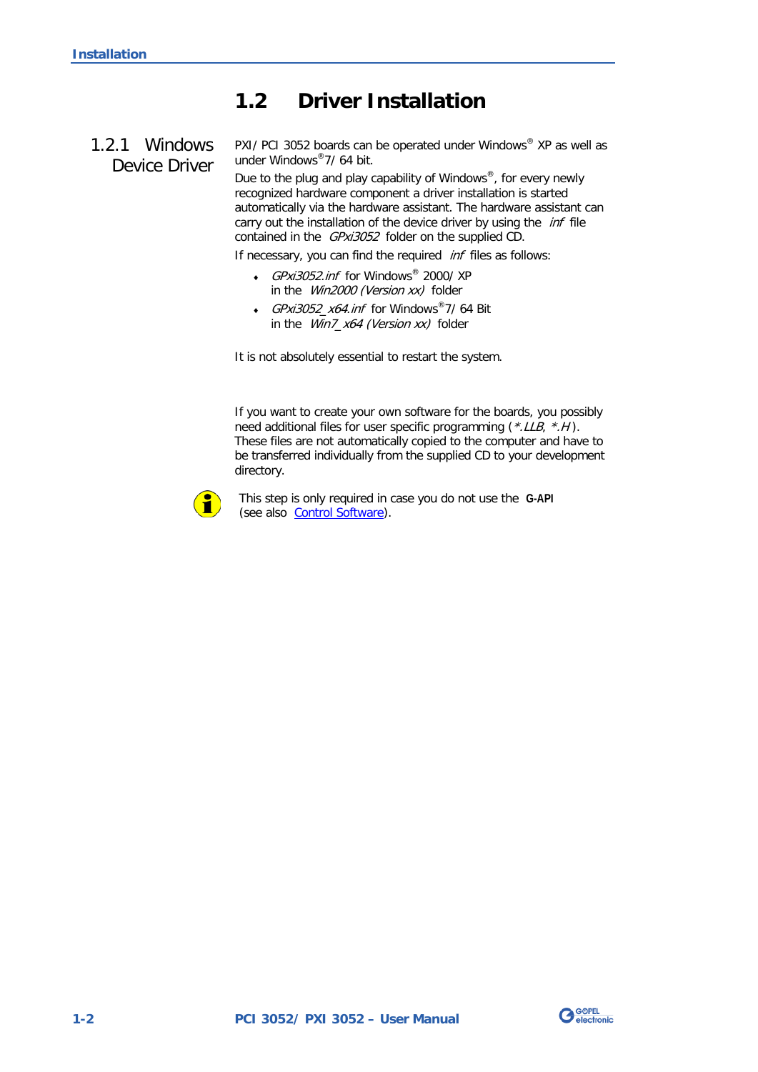## 1.2 Driver Installation

### 1.2.1 Windows Device Driver

PXI/ PCI 3052 boards can be operated under Windows® XP as well as under Windows®7/ 64 bit.

Due to the plug and play capability of Windows®, for every newly recognized hardware component a driver installation is started automatically via the hardware assistant. The hardware assistant can carry out the installation of the device driver by using the *inf* file contained in the *GPxi3052* folder on the supplied CD.

If necessary, you can find the required *inf* files as follows:

- *GPxi3052.inf* for Windows® 2000/ XP in the *Win2000 (Version xx)* folder
- *GPxi3052_x64.inf* for Windows®7/ 64 Bit in the *Win7_x64 (Version xx)* folder

It is not absolutely essential to restart the system.

If you want to create your own software for the boards, you possibly need additional files for user specific programming (*\*.LLB*, *\*.H*). These files are not automatically copied to the computer and have to be transferred individually from the supplied CD to your development directory.

This step is only required in case you do not use the **G-API** (see also Control Software).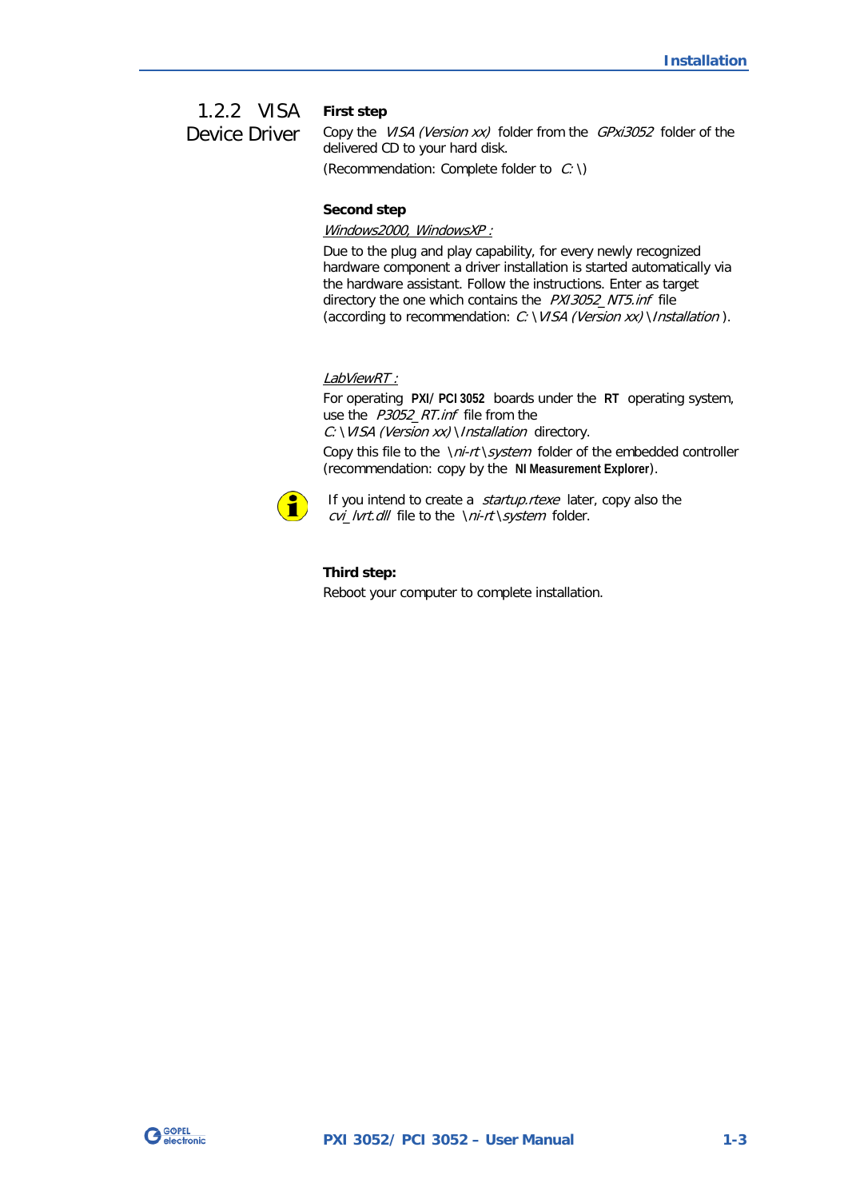### 1.2.2 VISA Device Driver

**First step**

Copy the *VISA (Version xx)* folder from the *GPxi3052* folder of the delivered CD to your hard disk.

(Recommendation: Complete folder to *C:\*)

**Second step**

*Windows2000, WindowsXP :*

Due to the plug and play capability, for every newly recognized hardware component a driver installation is started automatically via the hardware assistant. Follow the instructions. Enter as target directory the one which contains the *PXI3052_NT5.inf* file (according to recommendation: *C:\VISA (Version xx)\Installation*).

*LabViewRT :*

For operating **PXI/ PCI 3052** boards under the **RT** operating system, use the *P3052_RT.inf* file from the *C:\VISA (Version xx)\Installation* directory.

Copy this file to the *\ni-rt\system* folder of the embedded controller (recommendation: copy by the **NI Measurement Explorer**).

If you intend to create a *startup.rtexe* later, copy also the *cvi_lvrt.dll* file to the *\ni-rt\system* folder.

**Third step:**

Reboot your computer to complete installation.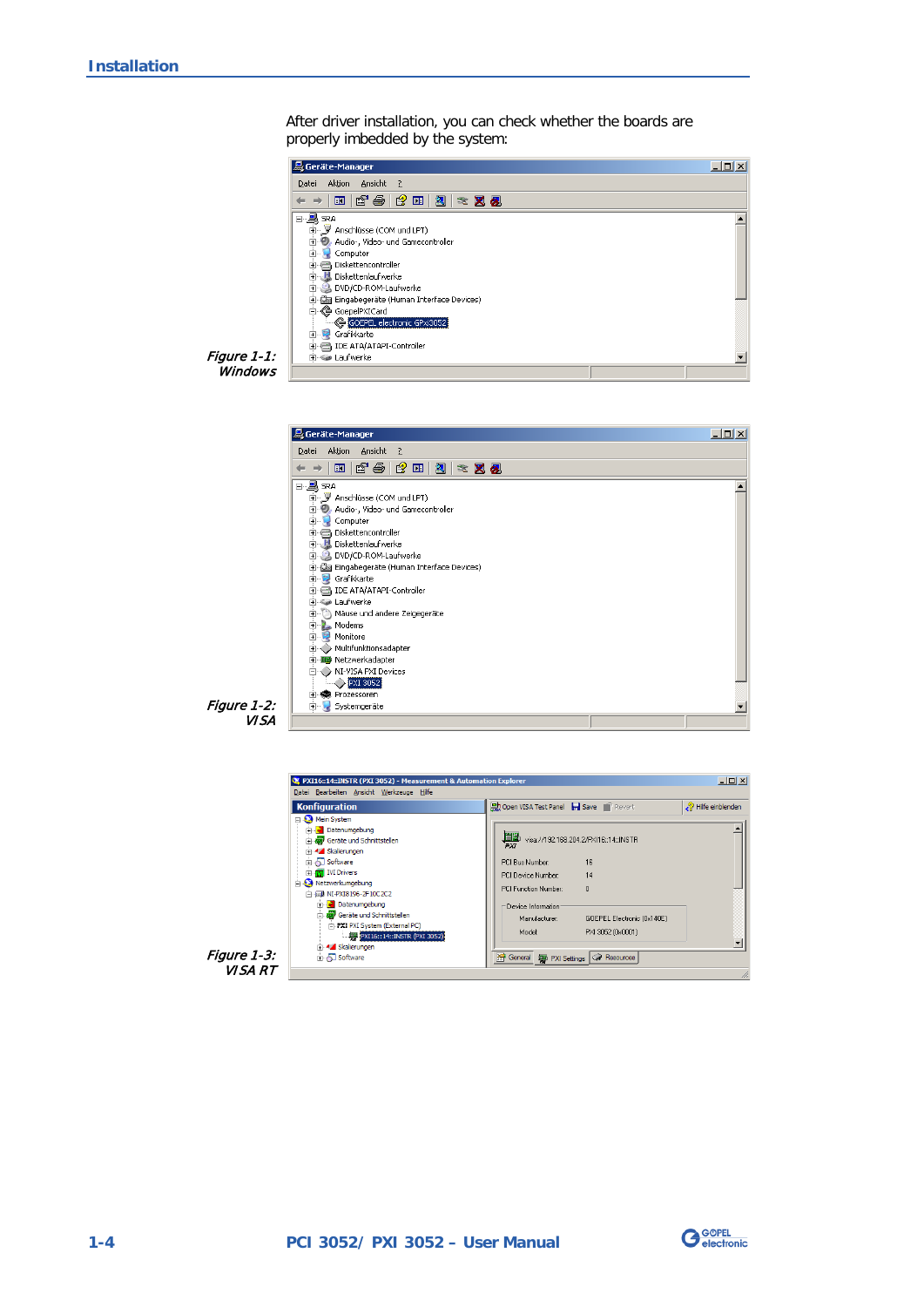After driver installation, you can check whether the boards are properly imbedded by the system:

*Figure 1-1: Windows*

*Figure 1-2: VISA*

*Figure 1-3: VISA RT*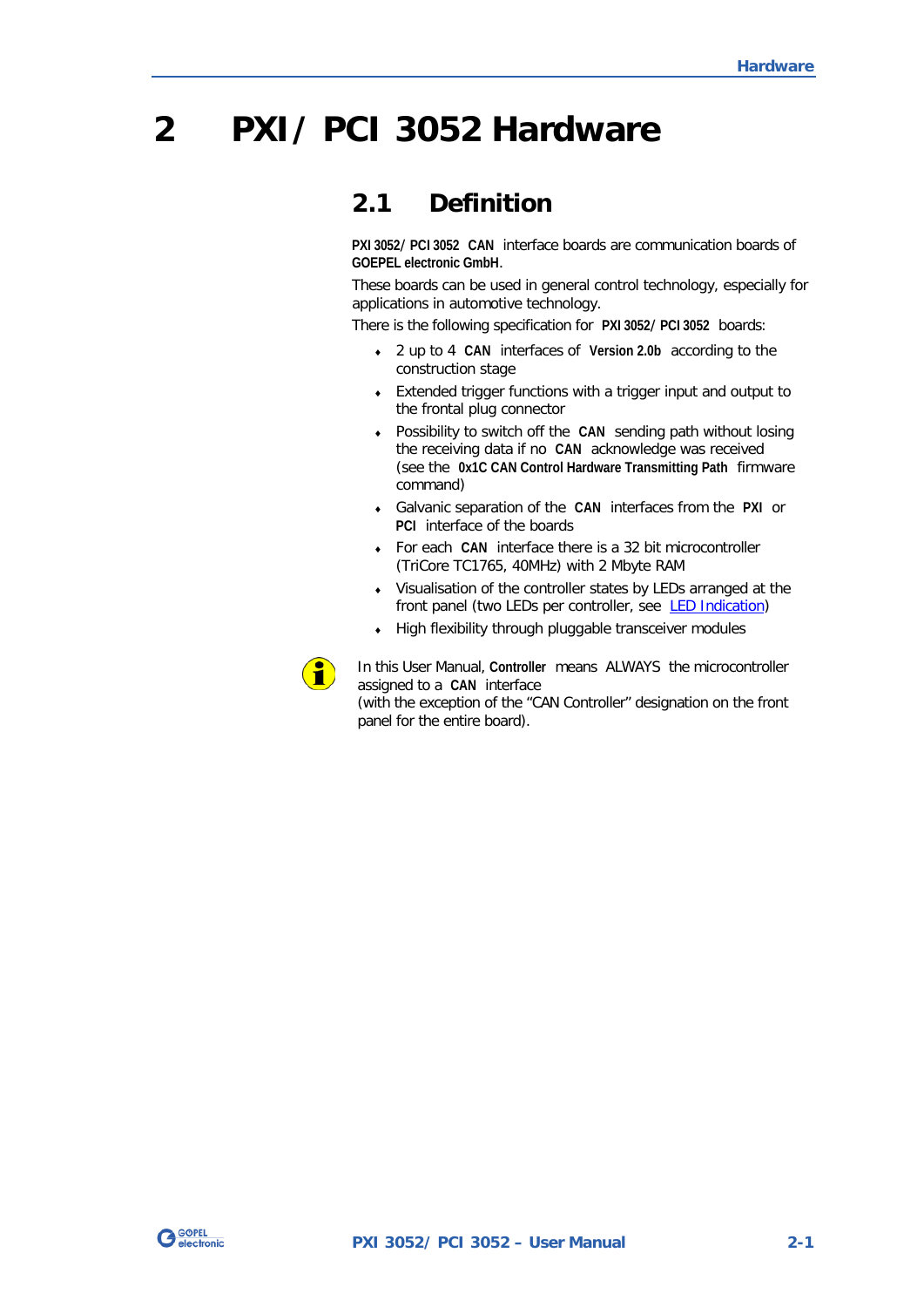# 2 PXI / PCI 3052 Hardware

## 2.1 Definition

**PXI 3052/ PCI 3052 CAN** interface boards are communication boards of **GOEPEL electronic GmbH**.

These boards can be used in general control technology, especially for applications in automotive technology.

There is the following specification for **PXI 3052/ PCI 3052** boards:

- 2 up to 4 **CAN** interfaces of **Version 2.0b** according to the construction stage
- Extended trigger functions with a trigger input and output to the frontal plug connector
- Possibility to switch off the **CAN** sending path without losing the receiving data if no **CAN** acknowledge was received (see the **0x1C CAN Control Hardware Transmitting Path** firmware command)
- Galvanic separation of the **CAN** interfaces from the **PXI** or **PCI** interface of the boards
- For each **CAN** interface there is a 32 bit microcontroller (TriCore TC1765, 40MHz) with 2 Mbyte RAM
- Visualisation of the controller states by LEDs arranged at the front panel (two LEDs per controller, see LED Indication)
- High flexibility through pluggable transceiver modules

In this User Manual, **Controller** means ALWAYS the microcontroller assigned to a **CAN** interface
(with the exception of the "CAN Controller" designation on the front panel for the entire board).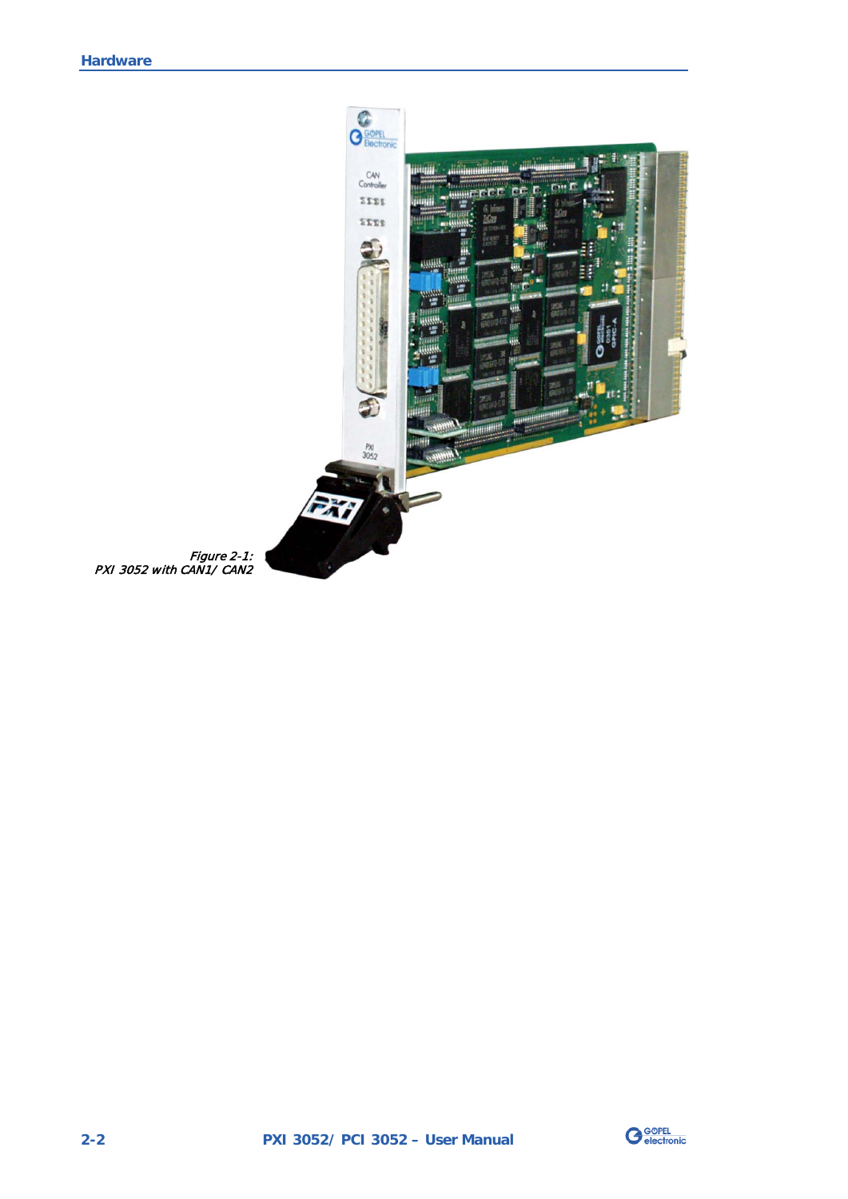*Figure 2-1:*
*PXI 3052 with CAN1/ CAN2*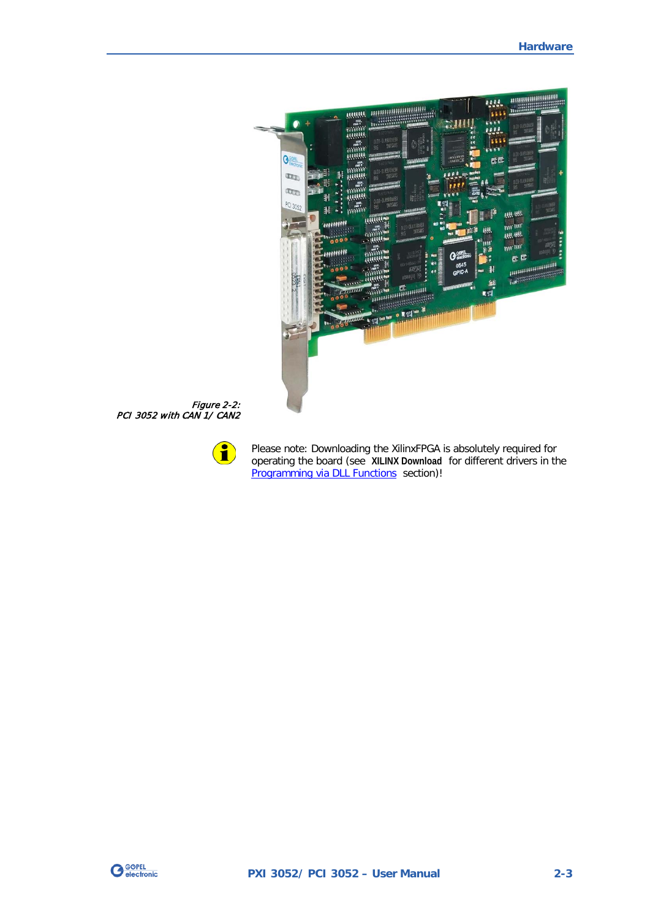*Figure 2-2:*
*PCI 3052 with CAN 1/ CAN2*

Please note: Downloading the XilinxFPGA is absolutely required for operating the board (see **XILINX Download** for different drivers in the Programming via DLL Functions section)!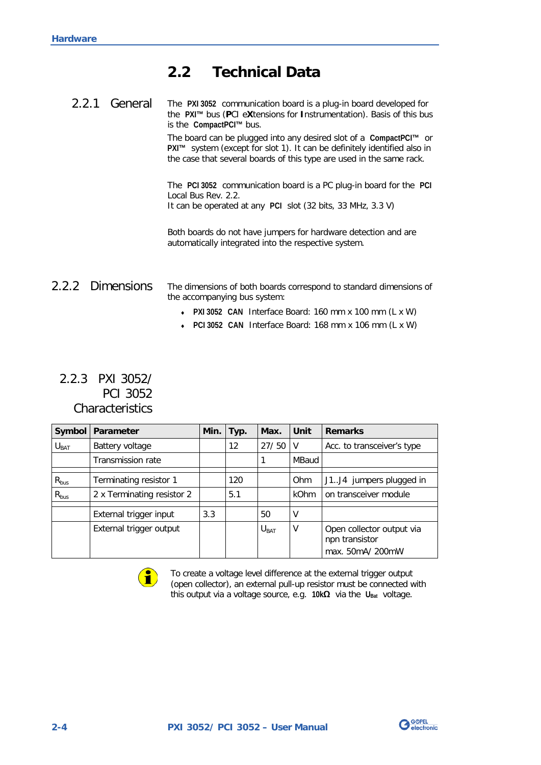## 2.2 Technical Data

### 2.2.1 General

The **PXI 3052** communication board is a plug-in board developed for the **PXI™** bus (**P**CI e**X**tensions for **I**nstrumentation). Basis of this bus is the **CompactPCI™** bus.

The board can be plugged into any desired slot of a **CompactPCI™** or **PXI™** system (except for slot 1). It can be definitely identified also in the case that several boards of this type are used in the same rack.

The **PCI 3052** communication board is a PC plug-in board for the **PCI** Local Bus Rev. 2.2.
It can be operated at any **PCI** slot (32 bits, 33 MHz, 3.3 V)

Both boards do not have jumpers for hardware detection and are automatically integrated into the respective system.

### 2.2.2 Dimensions

The dimensions of both boards correspond to standard dimensions of the accompanying bus system:

- **PXI 3052 CAN** Interface Board: 160 mm x 100 mm (L x W)
- **PCI 3052 CAN** Interface Board: 168 mm x 106 mm (L x W)

### 2.2.3 PXI 3052/ PCI 3052 Characteristics

| Symbol | Parameter | Min. | Typ. | Max. | Unit | Remarks |
|---|---|---|---|---|---|---|
| $U_{BAT}$ | Battery voltage | | 12 | 27/ 50 | V | Acc. to transceiver's type |
| | Transmission rate | | | 1 | MBaud | |
| | | | | | | |
| $R_{bus}$ | Terminating resistor 1 | | 120 | | Ohm | J1..J4 jumpers plugged in |
| $R_{bus}$ | 2 x Terminating resistor 2 | | 5.1 | | kOhm | on transceiver module |
| | | | | | | |
| | External trigger input | 3.3 | | 50 | V | |
| | External trigger output | | | $U_{BAT}$ | V | Open collector output via npn transistor max. 50mA/ 200mW |

To create a voltage level difference at the external trigger output (open collector), an external pull-up resistor must be connected with this output via a voltage source, e.g. **10kΩ** via the $U_{Bat}$ voltage.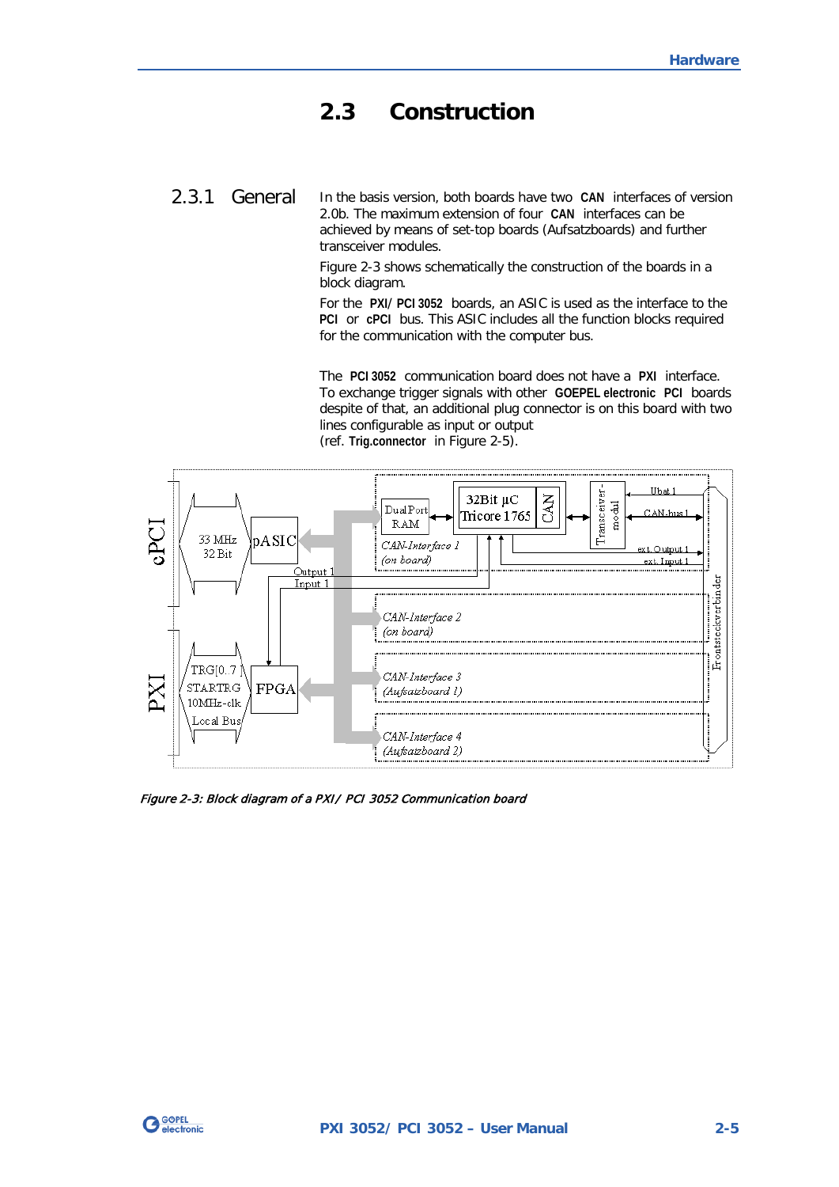## 2.3 Construction

### 2.3.1 General

In the basis version, both boards have two **CAN** interfaces of version 2.0b. The maximum extension of four **CAN** interfaces can be achieved by means of set-top boards (Aufsatzboards) and further transceiver modules.

Figure 2-3 shows schematically the construction of the boards in a block diagram.

For the **PXI/ PCI 3052** boards, an ASIC is used as the interface to the **PCI** or **cPCI** bus. This ASIC includes all the function blocks required for the communication with the computer bus.

The **PCI 3052** communication board does not have a **PXI** interface. To exchange trigger signals with other **GOEPEL electronic PCI** boards despite of that, an additional plug connector is on this board with two lines configurable as input or output
(ref. **Trig.connector** in Figure 2-5).

*Figure 2-3: Block diagram of a PXI/ PCI 3052 Communication board*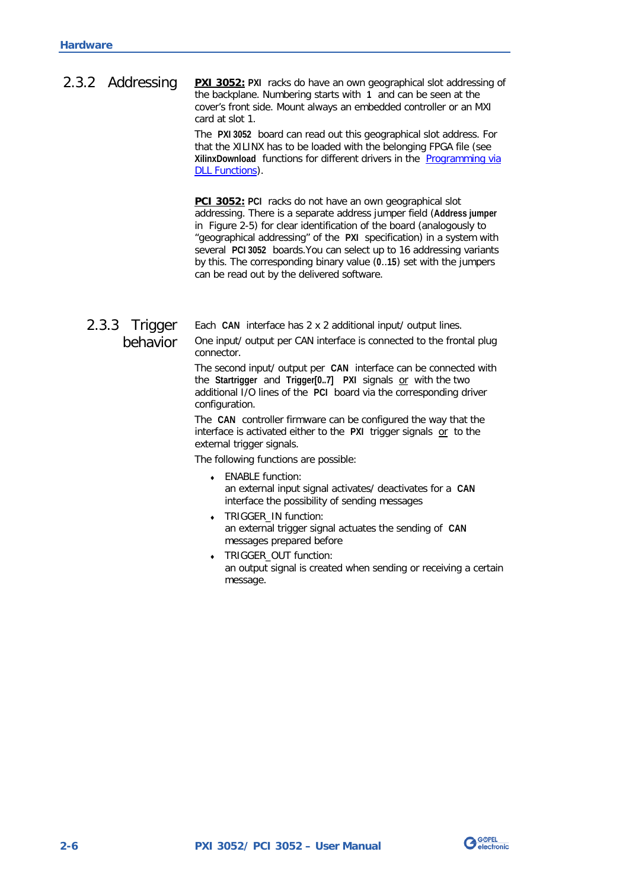### 2.3.2 Addressing

**PXI 3052:** **PXI** racks do have an own geographical slot addressing of the backplane. Numbering starts with **1** and can be seen at the cover's front side. Mount always an embedded controller or an MXI card at slot 1.

The **PXI 3052** board can read out this geographical slot address. For that the XILINX has to be loaded with the belonging FPGA file (see **XilinxDownload** functions for different drivers in the Programming via DLL Functions).

**PCI 3052:** **PCI** racks do not have an own geographical slot addressing. There is a separate address jumper field (**Address jumper** in Figure 2-5) for clear identification of the board (analogously to "geographical addressing" of the **PXI** specification) in a system with several **PCI 3052** boards.You can select up to 16 addressing variants by this. The corresponding binary value (**0**..**15**) set with the jumpers can be read out by the delivered software.

### 2.3.3 Trigger behavior

Each **CAN** interface has 2 x 2 additional input/ output lines.

One input/ output per CAN interface is connected to the frontal plug connector.

The second input/ output per **CAN** interface can be connected with the **Startrigger** and **Trigger[0..7]** **PXI** signals or with the two additional I/O lines of the **PCI** board via the corresponding driver configuration.

The **CAN** controller firmware can be configured the way that the interface is activated either to the **PXI** trigger signals or to the external trigger signals.

The following functions are possible:

- ENABLE function:
  an external input signal activates/ deactivates for a **CAN** interface the possibility of sending messages
- TRIGGER_IN function:
  an external trigger signal actuates the sending of **CAN** messages prepared before
- TRIGGER_OUT function:
  an output signal is created when sending or receiving a certain message.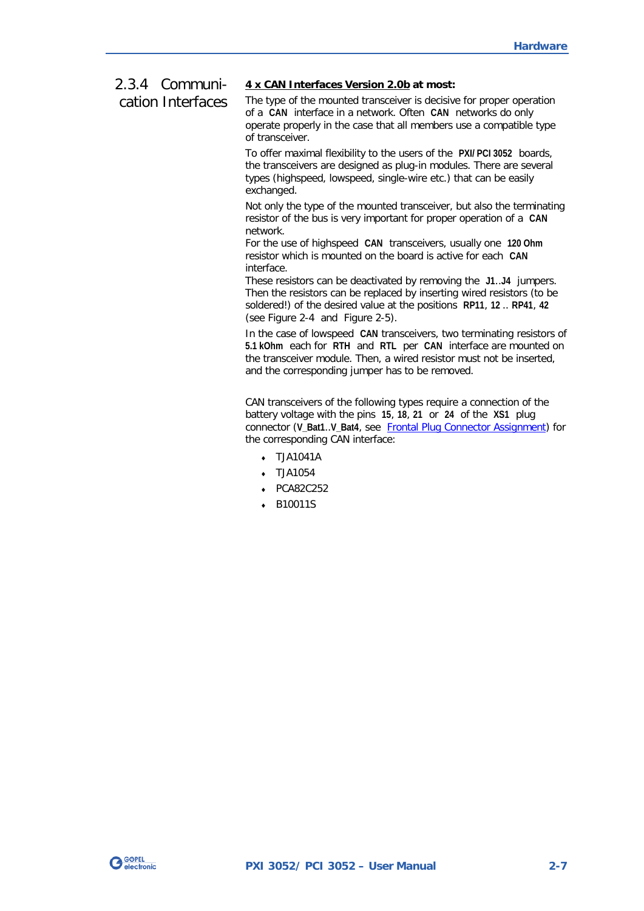## 2.3.4 Communication Interfaces

**4 x CAN Interfaces Version 2.0b at most:**

The type of the mounted transceiver is decisive for proper operation of a **CAN** interface in a network. Often **CAN** networks do only operate properly in the case that all members use a compatible type of transceiver.

To offer maximal flexibility to the users of the **PXI/PCI 3052** boards, the transceivers are designed as plug-in modules. There are several types (highspeed, lowspeed, single-wire etc.) that can be easily exchanged.

Not only the type of the mounted transceiver, but also the terminating resistor of the bus is very important for proper operation of a **CAN** network.
For the use of highspeed **CAN** transceivers, usually one **120 Ohm** resistor which is mounted on the board is active for each **CAN** interface.
These resistors can be deactivated by removing the **J1**..**J4** jumpers. Then the resistors can be replaced by inserting wired resistors (to be soldered!) of the desired value at the positions **RP11**, **12** .. **RP41**, **42** (see Figure 2-4 and Figure 2-5).

In the case of lowspeed **CAN** transceivers, two terminating resistors of **5.1 kOhm** each for **RTH** and **RTL** per **CAN** interface are mounted on the transceiver module. Then, a wired resistor must not be inserted, and the corresponding jumper has to be removed.

CAN transceivers of the following types require a connection of the battery voltage with the pins **15**, **18**, **21** or **24** of the **XS1** plug connector (**V_Bat1**..**V_Bat4**, see Frontal Plug Connector Assignment) for the corresponding CAN interface:

- TJA1041A
- TJA1054
- PCA82C252
- B10011S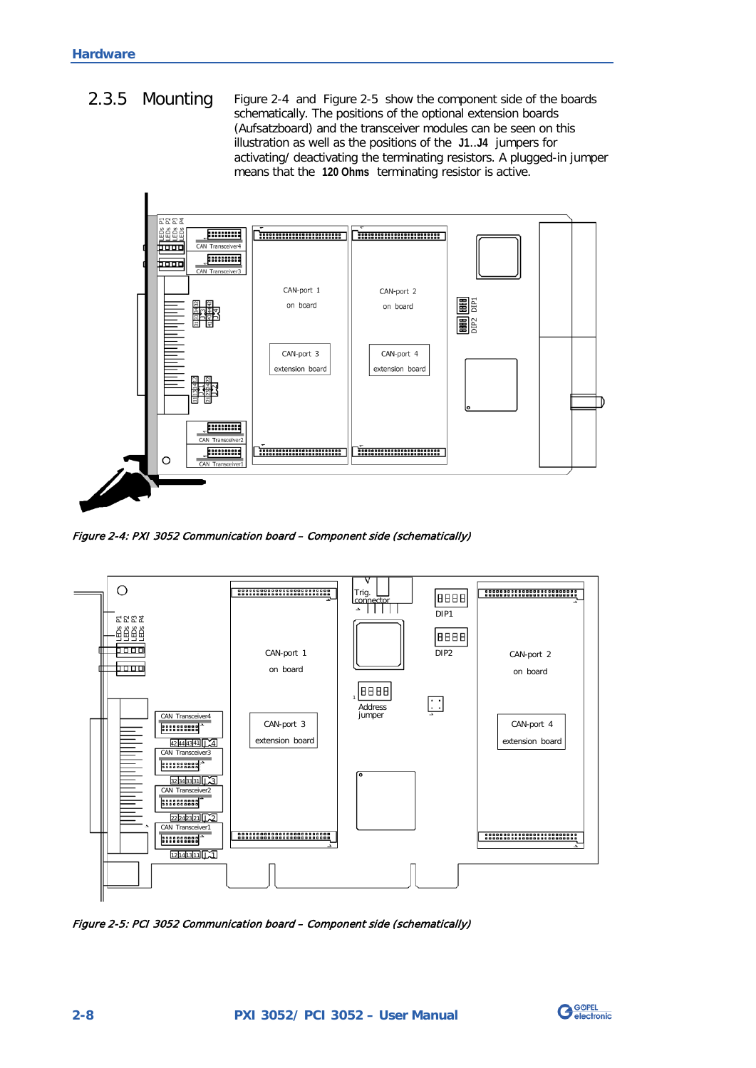### 2.3.5 Mounting

Figure 2-4 and Figure 2-5 show the component side of the boards schematically. The positions of the optional extension boards (Aufsatzboard) and the transceiver modules can be seen on this illustration as well as the positions of the **J1..J4** jumpers for activating/ deactivating the terminating resistors. A plugged-in jumper means that the **120 Ohms** terminating resistor is active.

*Figure 2-4: PXI 3052 Communication board – Component side (schematically)*

*Figure 2-5: PCI 3052 Communication board – Component side (schematically)*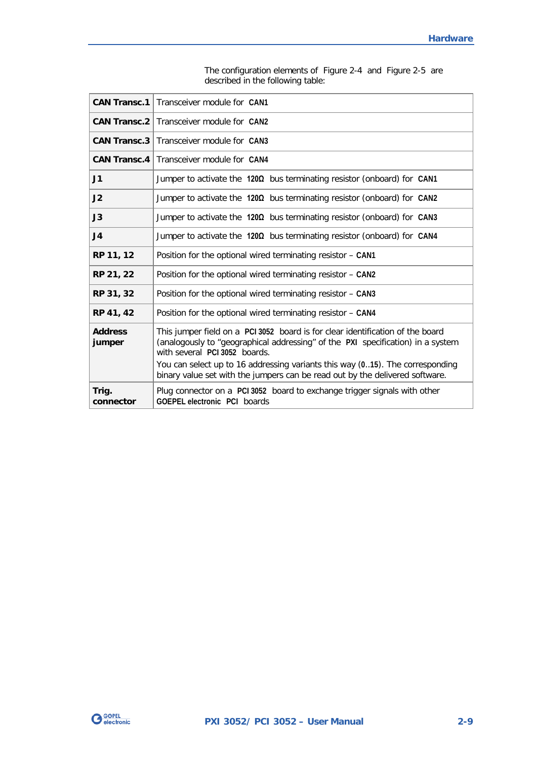The configuration elements of Figure 2-4 and Figure 2-5 are described in the following table:

| | |
|---|---|
| **CAN Transc.1** | Transceiver module for **CAN1** |
| **CAN Transc.2** | Transceiver module for **CAN2** |
| **CAN Transc.3** | Transceiver module for **CAN3** |
| **CAN Transc.4** | Transceiver module for **CAN4** |
| **J1** | Jumper to activate the **120Ω** bus terminating resistor (onboard) for **CAN1** |
| **J2** | Jumper to activate the **120Ω** bus terminating resistor (onboard) for **CAN2** |
| **J3** | Jumper to activate the **120Ω** bus terminating resistor (onboard) for **CAN3** |
| **J4** | Jumper to activate the **120Ω** bus terminating resistor (onboard) for **CAN4** |
| **RP 11, 12** | Position for the optional wired terminating resistor – **CAN1** |
| **RP 21, 22** | Position for the optional wired terminating resistor – **CAN2** |
| **RP 31, 32** | Position for the optional wired terminating resistor – **CAN3** |
| **RP 41, 42** | Position for the optional wired terminating resistor – **CAN4** |
| **Address jumper** | This jumper field on a **PCI 3052** board is for clear identification of the board (analogously to "geographical addressing" of the **PXI** specification) in a system with several **PCI 3052** boards. You can select up to 16 addressing variants this way (**0..15**). The corresponding binary value set with the jumpers can be read out by the delivered software. |
| **Trig. connector** | Plug connector on a **PCI 3052** board to exchange trigger signals with other **GOEPEL electronic PCI** boards |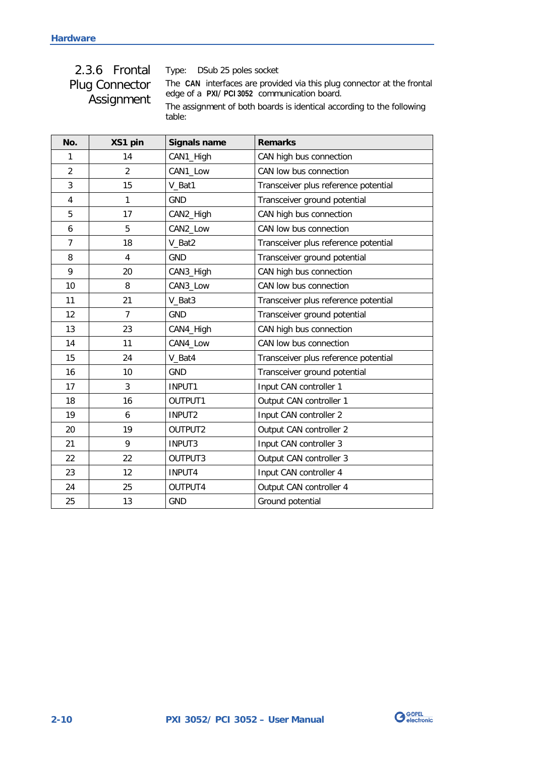### 2.3.6 Frontal Plug Connector Assignment

Type: DSub 25 poles socket

The **CAN** interfaces are provided via this plug connector at the frontal edge of a **PXI/ PCI 3052** communication board.

The assignment of both boards is identical according to the following table:

| No. | XS1 pin | Signals name | Remarks |
|---|---|---|---|
| 1 | 14 | CAN1_High | CAN high bus connection |
| 2 | 2 | CAN1_Low | CAN low bus connection |
| 3 | 15 | V_Bat1 | Transceiver plus reference potential |
| 4 | 1 | GND | Transceiver ground potential |
| 5 | 17 | CAN2_High | CAN high bus connection |
| 6 | 5 | CAN2_Low | CAN low bus connection |
| 7 | 18 | V_Bat2 | Transceiver plus reference potential |
| 8 | 4 | GND | Transceiver ground potential |
| 9 | 20 | CAN3_High | CAN high bus connection |
| 10 | 8 | CAN3_Low | CAN low bus connection |
| 11 | 21 | V_Bat3 | Transceiver plus reference potential |
| 12 | 7 | GND | Transceiver ground potential |
| 13 | 23 | CAN4_High | CAN high bus connection |
| 14 | 11 | CAN4_Low | CAN low bus connection |
| 15 | 24 | V_Bat4 | Transceiver plus reference potential |
| 16 | 10 | GND | Transceiver ground potential |
| 17 | 3 | INPUT1 | Input CAN controller 1 |
| 18 | 16 | OUTPUT1 | Output CAN controller 1 |
| 19 | 6 | INPUT2 | Input CAN controller 2 |
| 20 | 19 | OUTPUT2 | Output CAN controller 2 |
| 21 | 9 | INPUT3 | Input CAN controller 3 |
| 22 | 22 | OUTPUT3 | Output CAN controller 3 |
| 23 | 12 | INPUT4 | Input CAN controller 4 |
| 24 | 25 | OUTPUT4 | Output CAN controller 4 |
| 25 | 13 | GND | Ground potential |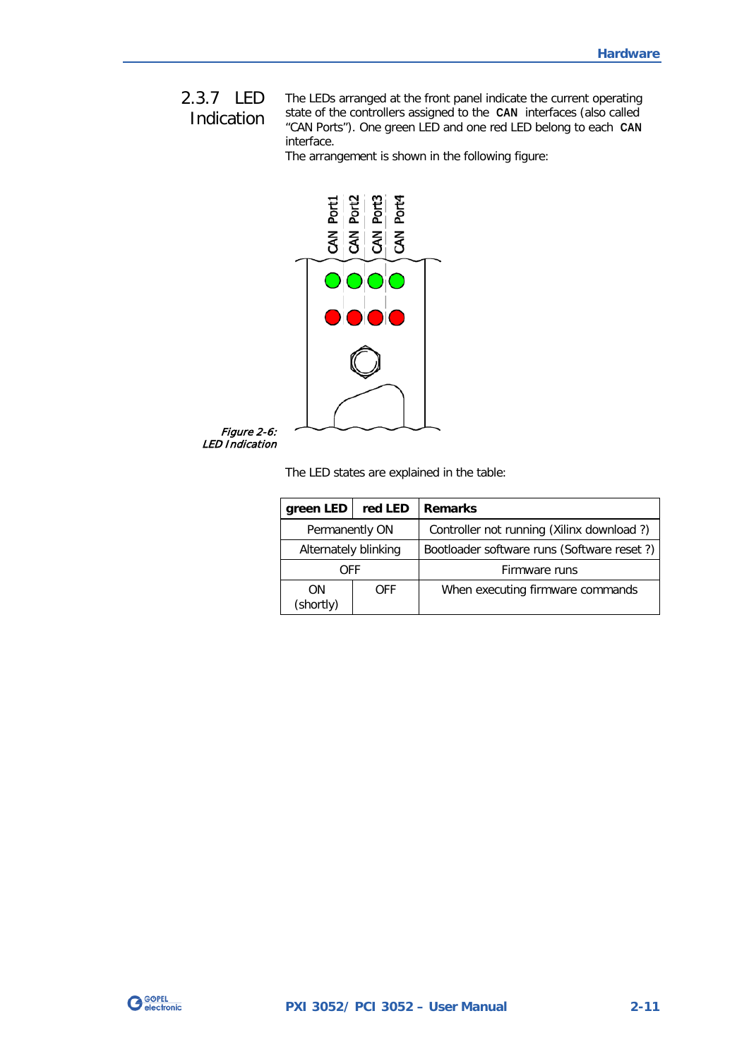### 2.3.7 LED Indication

The LEDs arranged at the front panel indicate the current operating state of the controllers assigned to the **CAN** interfaces (also called "CAN Ports"). One green LED and one red LED belong to each **CAN** interface.

The arrangement is shown in the following figure:

*Figure 2-6: LED Indication*

The LED states are explained in the table:

| green LED | red LED | Remarks |
|---|---|---|
| Permanently ON | | Controller not running (Xilinx download ?) |
| Alternately blinking | | Bootloader software runs (Software reset ?) |
| OFF | | Firmware runs |
| ON (shortly) | OFF | When executing firmware commands |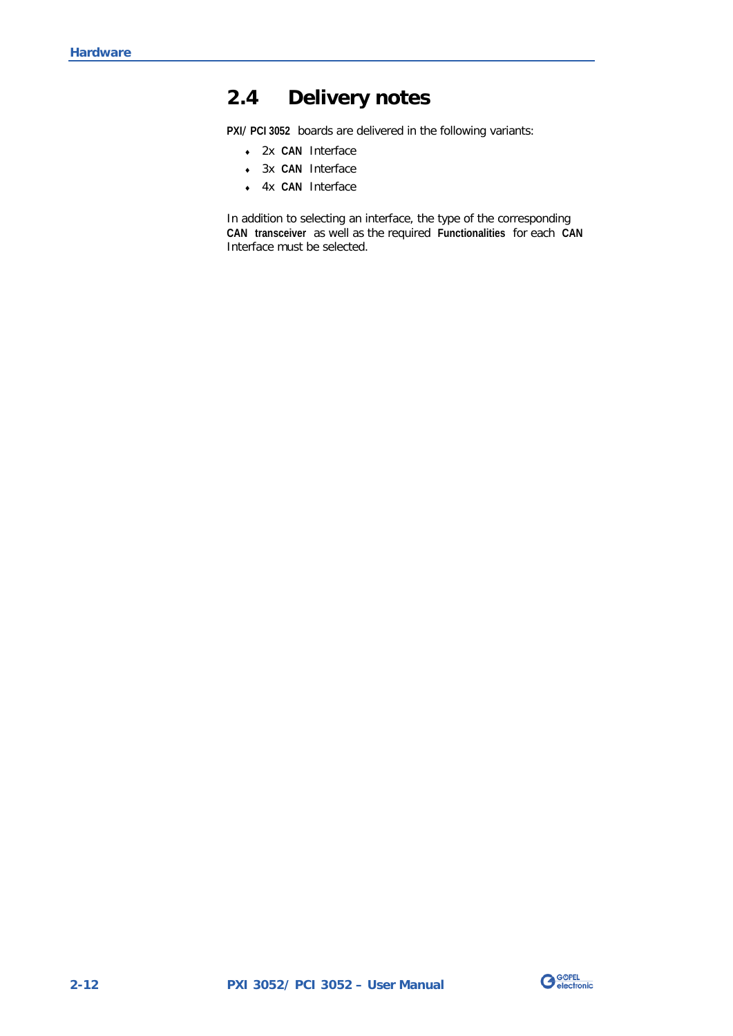## 2.4 Delivery notes

**PXI/ PCI 3052** boards are delivered in the following variants:

- 2x **CAN** Interface
- 3x **CAN** Interface
- 4x **CAN** Interface

In addition to selecting an interface, the type of the corresponding **CAN transceiver** as well as the required **Functionalities** for each **CAN** Interface must be selected.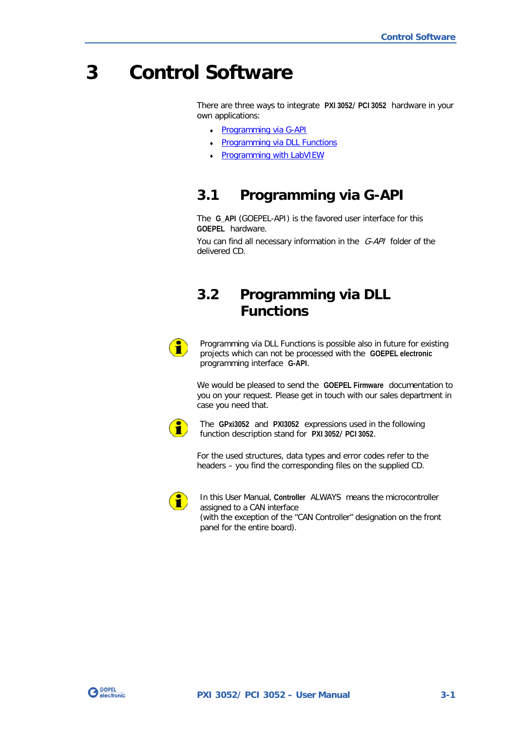# 3 Control Software

There are three ways to integrate **PXI 3052/ PCI 3052** hardware in your own applications:

- Programming via G-API
- Programming via DLL Functions
- Programming with LabVIEW

## 3.1 Programming via G-API

The **G_API** (GOEPEL-API) is the favored user interface for this **GOEPEL** hardware.

You can find all necessary information in the *G-API* folder of the delivered CD.

## 3.2 Programming via DLL Functions

Programming via DLL Functions is possible also in future for existing projects which can not be processed with the **GOEPEL electronic** programming interface **G-API**.

We would be pleased to send the **GOEPEL Firmware** documentation to you on your request. Please get in touch with our sales department in case you need that.

The **GPxi3052** and **PXI3052** expressions used in the following function description stand for **PXI 3052/ PCI 3052**.

For the used structures, data types and error codes refer to the headers – you find the corresponding files on the supplied CD.

In this User Manual, **Controller** ALWAYS means the microcontroller assigned to a CAN interface
(with the exception of the "CAN Controller" designation on the front panel for the entire board).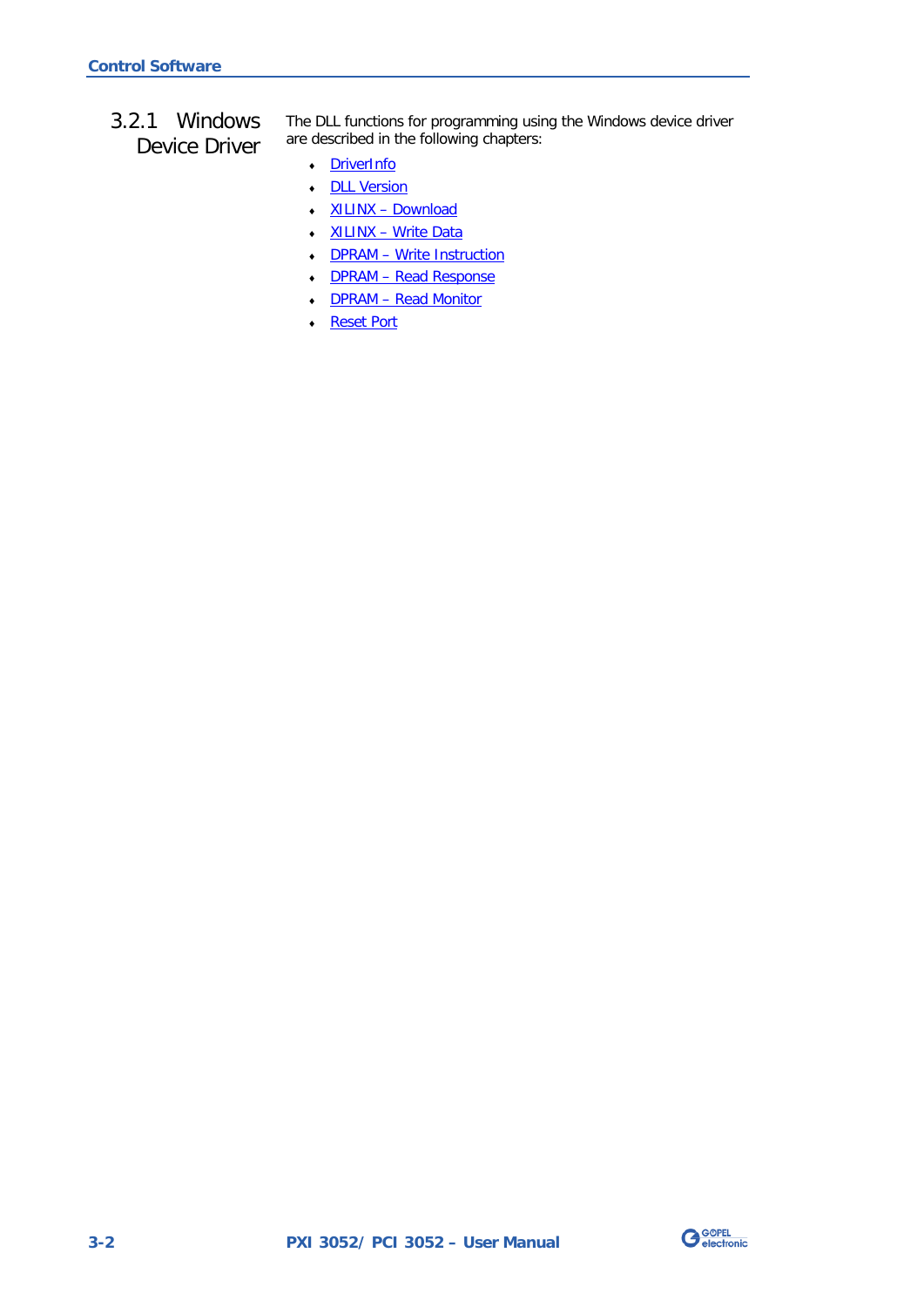### 3.2.1 Windows Device Driver

The DLL functions for programming using the Windows device driver are described in the following chapters:

- DriverInfo
- DLL Version
- XILINX – Download
- XILINX – Write Data
- DPRAM – Write Instruction
- DPRAM – Read Response
- DPRAM – Read Monitor
- Reset Port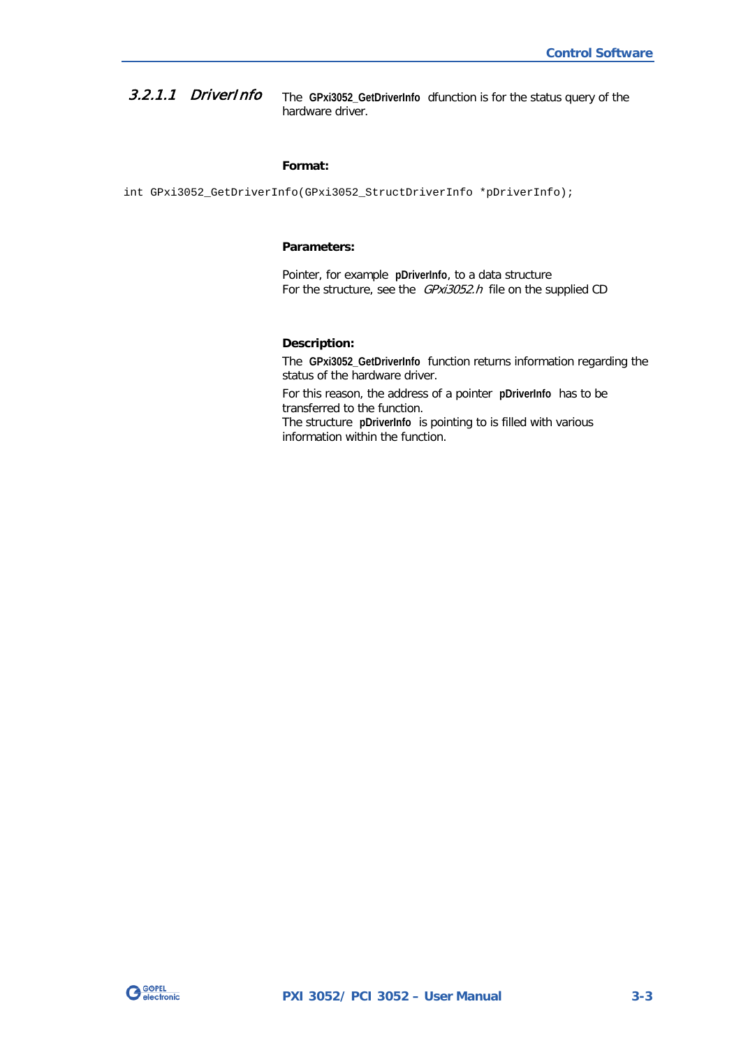#### 3.2.1.1 DriverInfo

The **GPxi3052_GetDriverInfo** dfunction is for the status query of the hardware driver.

**Format:**

```
int GPxi3052_GetDriverInfo(GPxi3052_StructDriverInfo *pDriverInfo);
```

**Parameters:**

Pointer, for example **pDriverInfo**, to a data structure
For the structure, see the *GPxi3052.h* file on the supplied CD

**Description:**

The **GPxi3052_GetDriverInfo** function returns information regarding the status of the hardware driver.

For this reason, the address of a pointer **pDriverInfo** has to be transferred to the function.
The structure **pDriverInfo** is pointing to is filled with various information within the function.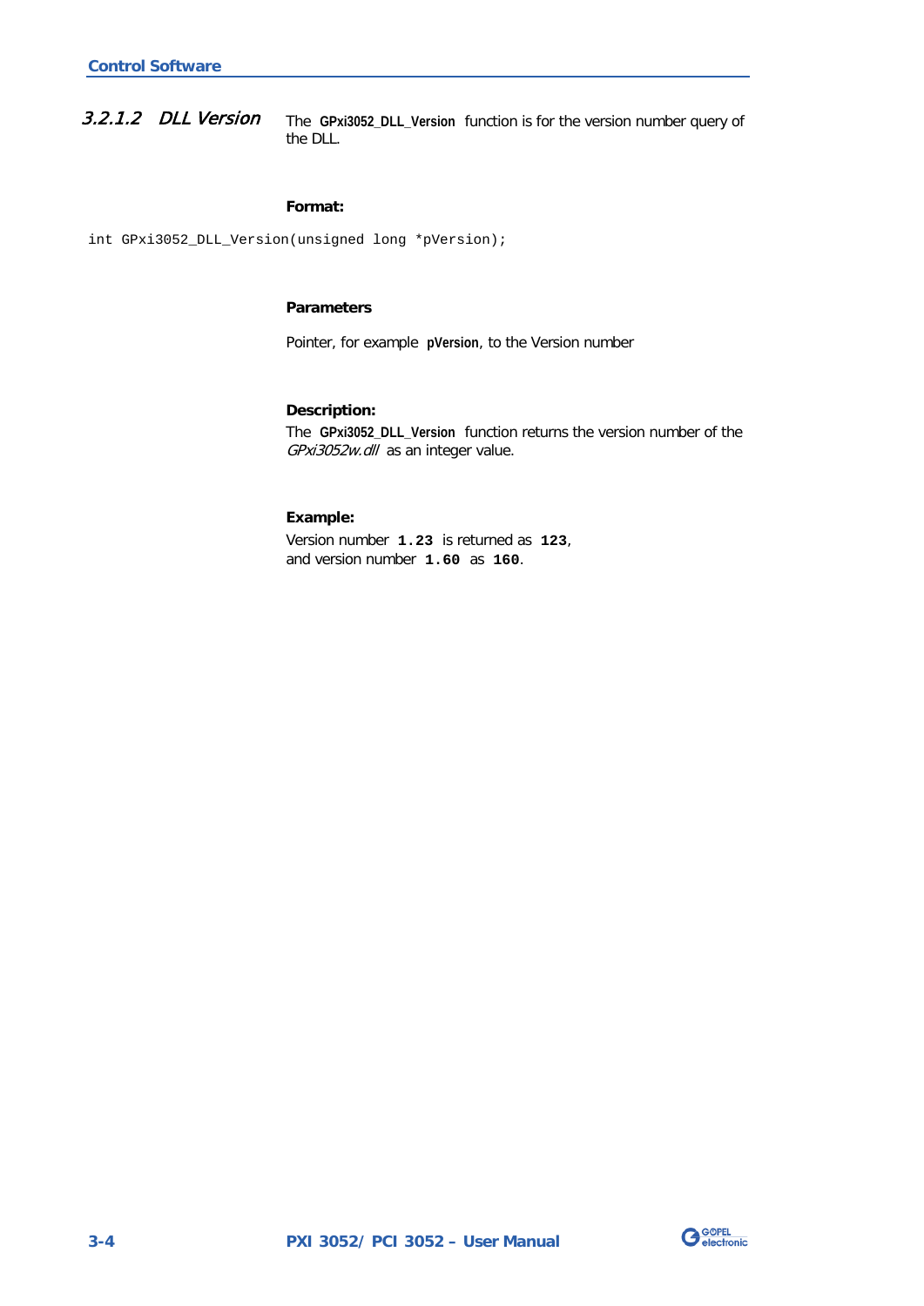### 3.2.1.2 DLL Version

The **GPxi3052_DLL_Version** function is for the version number query of the DLL.

**Format:**

```
int GPxi3052_DLL_Version(unsigned long *pVersion);
```

**Parameters**

Pointer, for example **pVersion**, to the Version number

**Description:**

The **GPxi3052_DLL_Version** function returns the version number of the *GPxi3052w.dll* as an integer value.

**Example:**

Version number **1.23** is returned as **123**,
and version number **1.60** as **160**.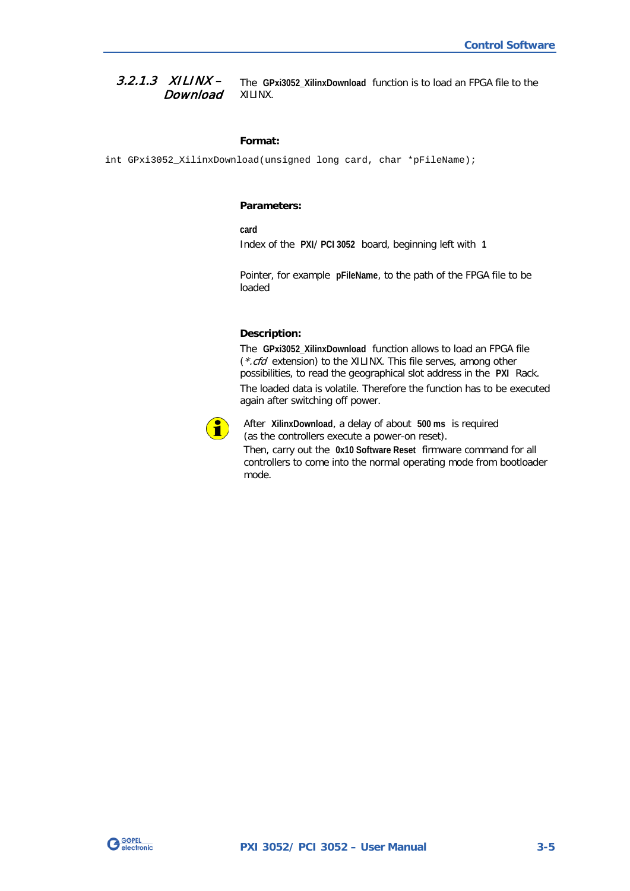#### 3.2.1.3 XILINX – Download

The **GPxi3052_XilinxDownload** function is to load an FPGA file to the XILINX.

**Format:**

```
int GPxi3052_XilinxDownload(unsigned long card, char *pFileName);
```

**Parameters:**

**card**
Index of the **PXI/ PCI 3052** board, beginning left with **1**

Pointer, for example **pFileName**, to the path of the FPGA file to be loaded

**Description:**

The **GPxi3052_XilinxDownload** function allows to load an FPGA file (*\*.cfd* extension) to the XILINX. This file serves, among other possibilities, to read the geographical slot address in the **PXI** Rack.

The loaded data is volatile. Therefore the function has to be executed again after switching off power.

After **XilinxDownload**, a delay of about **500 ms** is required (as the controllers execute a power-on reset).
Then, carry out the **0x10 Software Reset** firmware command for all controllers to come into the normal operating mode from bootloader mode.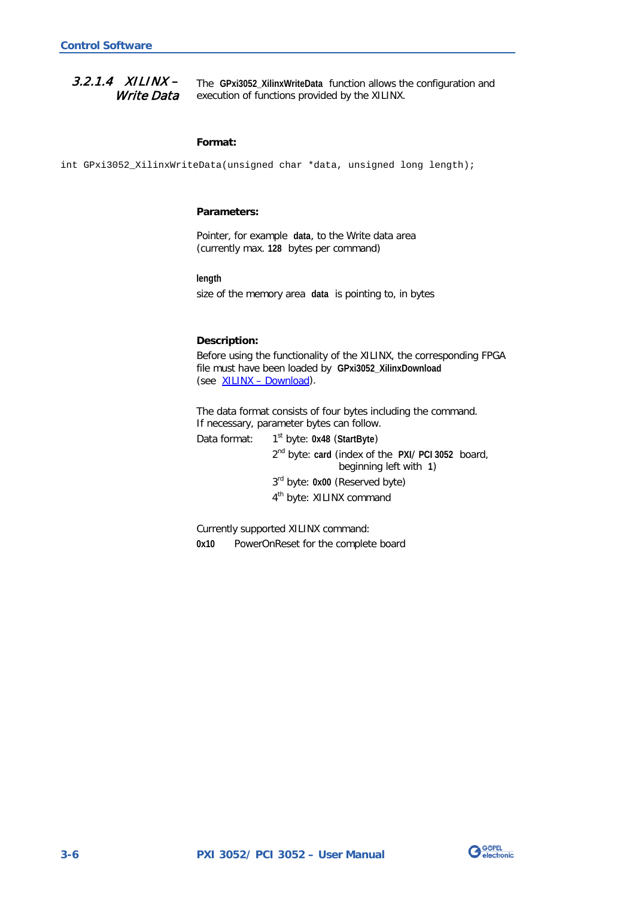#### 3.2.1.4 XILINX – Write Data

The **GPxi3052_XilinxWriteData** function allows the configuration and execution of functions provided by the XILINX.

**Format:**

```
int GPxi3052_XilinxWriteData(unsigned char *data, unsigned long length);
```

**Parameters:**

Pointer, for example **data**, to the Write data area (currently max. **128** bytes per command)

**length**

size of the memory area **data** is pointing to, in bytes

**Description:**

Before using the functionality of the XILINX, the corresponding FPGA file must have been loaded by **GPxi3052_XilinxDownload** (see XILINX – Download).

The data format consists of four bytes including the command. If necessary, parameter bytes can follow.

Data format:
- 1st byte: **0x48** (**StartByte**)
- 2nd byte: **card** (index of the **PXI/ PCI 3052** board, beginning left with **1**)
- 3rd byte: **0x00** (Reserved byte)
- 4th byte: XILINX command

Currently supported XILINX command:

**0x10** PowerOnReset for the complete board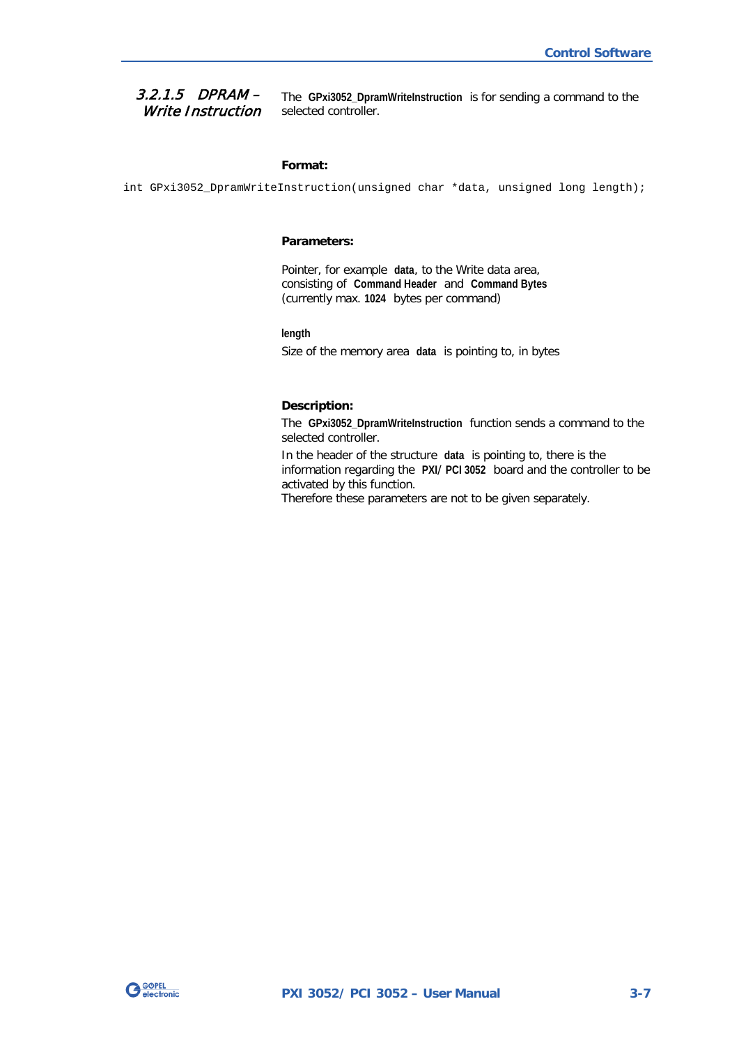### 3.2.1.5 DPRAM – Write Instruction

The **GPxi3052_DpramWriteInstruction** is for sending a command to the selected controller.

**Format:**

```
int GPxi3052_DpramWriteInstruction(unsigned char *data, unsigned long length);
```

**Parameters:**

Pointer, for example **data**, to the Write data area, consisting of **Command Header** and **Command Bytes** (currently max. **1024** bytes per command)

**length**

Size of the memory area **data** is pointing to, in bytes

**Description:**

The **GPxi3052_DpramWriteInstruction** function sends a command to the selected controller.

In the header of the structure **data** is pointing to, there is the information regarding the **PXI/ PCI 3052** board and the controller to be activated by this function.
Therefore these parameters are not to be given separately.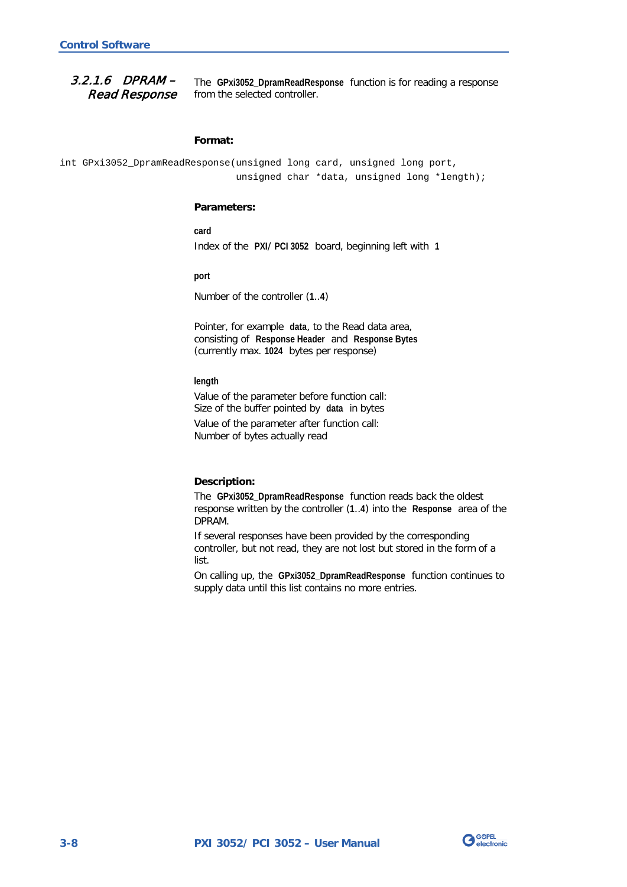### 3.2.1.6 DPRAM – Read Response

The **GPxi3052_DpramReadResponse** function is for reading a response from the selected controller.

**Format:**

```
int GPxi3052_DpramReadResponse(unsigned long card, unsigned long port,
                               unsigned char *data, unsigned long *length);
```

**Parameters:**

**card**
Index of the **PXI/ PCI 3052** board, beginning left with **1**

**port**

Number of the controller (**1**..**4**)

Pointer, for example **data**, to the Read data area, consisting of **Response Header** and **Response Bytes** (currently max. **1024** bytes per response)

**length**
Value of the parameter before function call:
Size of the buffer pointed by **data** in bytes
Value of the parameter after function call:
Number of bytes actually read

**Description:**
The **GPxi3052_DpramReadResponse** function reads back the oldest response written by the controller (**1**..**4**) into the **Response** area of the DPRAM.
If several responses have been provided by the corresponding controller, but not read, they are not lost but stored in the form of a list.
On calling up, the **GPxi3052_DpramReadResponse** function continues to supply data until this list contains no more entries.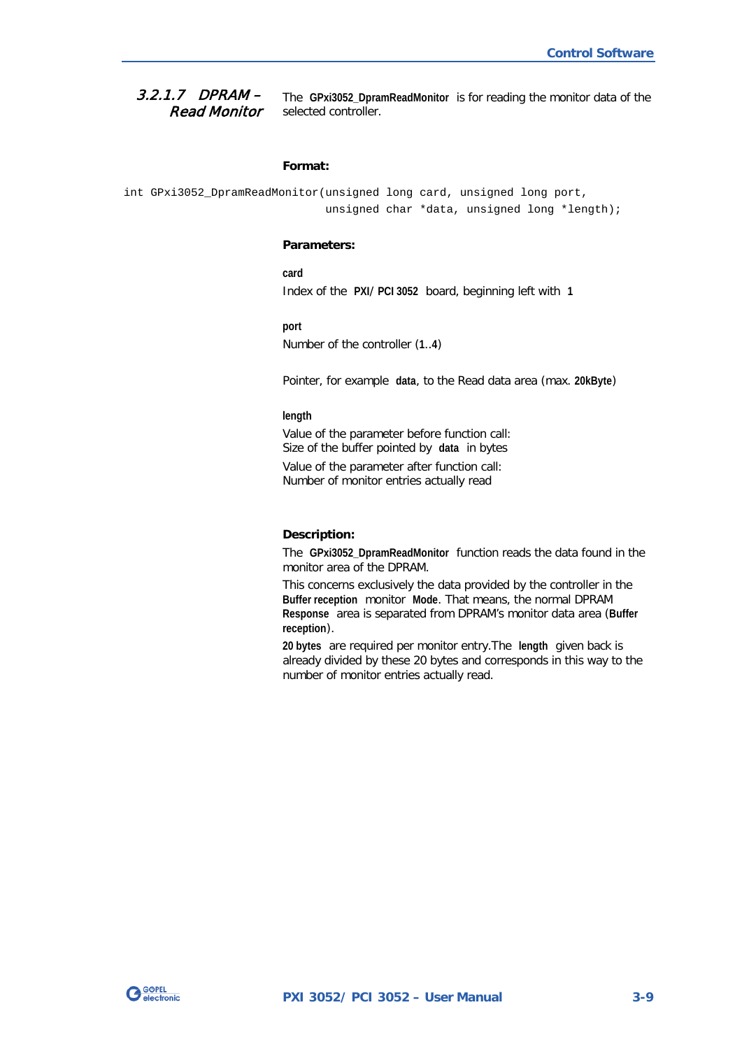### 3.2.1.7 DPRAM – Read Monitor

The **GPxi3052_DpramReadMonitor** is for reading the monitor data of the selected controller.

**Format:**

```
int GPxi3052_DpramReadMonitor(unsigned long card, unsigned long port,
                              unsigned char *data, unsigned long *length);
```

**Parameters:**

**card**
Index of the **PXI/ PCI 3052** board, beginning left with **1**

**port**
Number of the controller (**1**..**4**)

Pointer, for example **data**, to the Read data area (max. **20kByte**)

**length**
Value of the parameter before function call:
Size of the buffer pointed by **data** in bytes

Value of the parameter after function call:
Number of monitor entries actually read

**Description:**

The **GPxi3052_DpramReadMonitor** function reads the data found in the monitor area of the DPRAM.

This concerns exclusively the data provided by the controller in the **Buffer reception** monitor **Mode**. That means, the normal DPRAM **Response** area is separated from DPRAM's monitor data area (**Buffer reception**).

**20 bytes** are required per monitor entry.The **length** given back is already divided by these 20 bytes and corresponds in this way to the number of monitor entries actually read.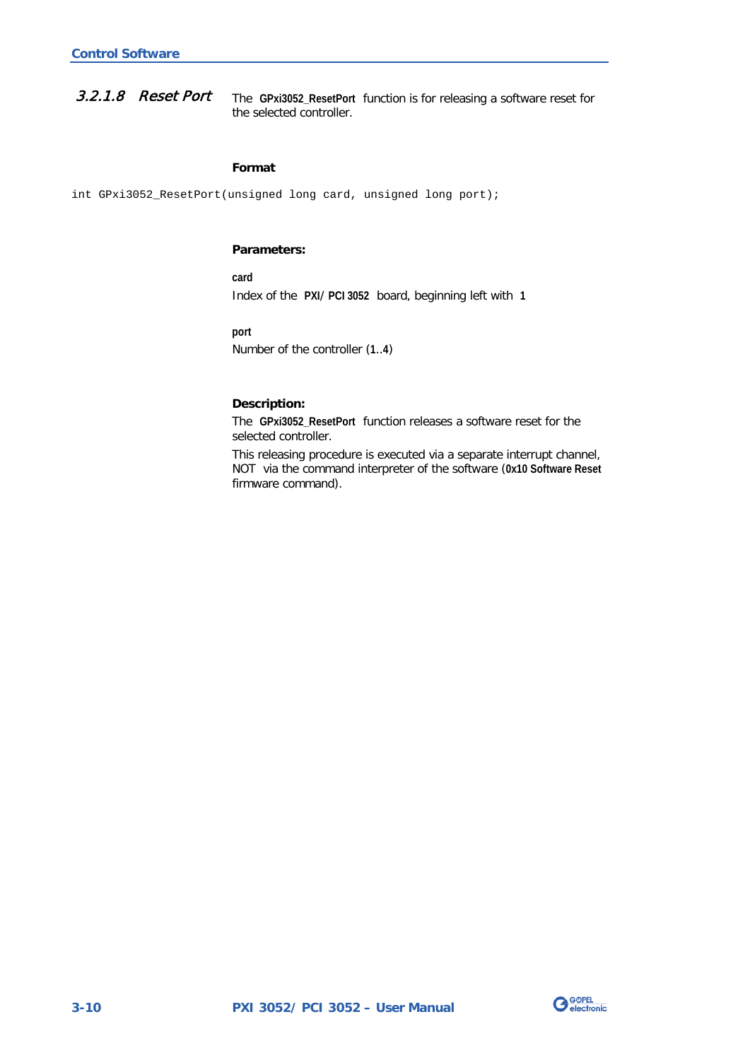#### 3.2.1.8 Reset Port

The **GPxi3052_ResetPort** function is for releasing a software reset for the selected controller.

**Format**

```
int GPxi3052_ResetPort(unsigned long card, unsigned long port);
```

**Parameters:**

**card**
Index of the **PXI/ PCI 3052** board, beginning left with **1**

**port**
Number of the controller (**1**..**4**)

**Description:**

The **GPxi3052_ResetPort** function releases a software reset for the selected controller.

This releasing procedure is executed via a separate interrupt channel, NOT via the command interpreter of the software (**0x10 Software Reset** firmware command).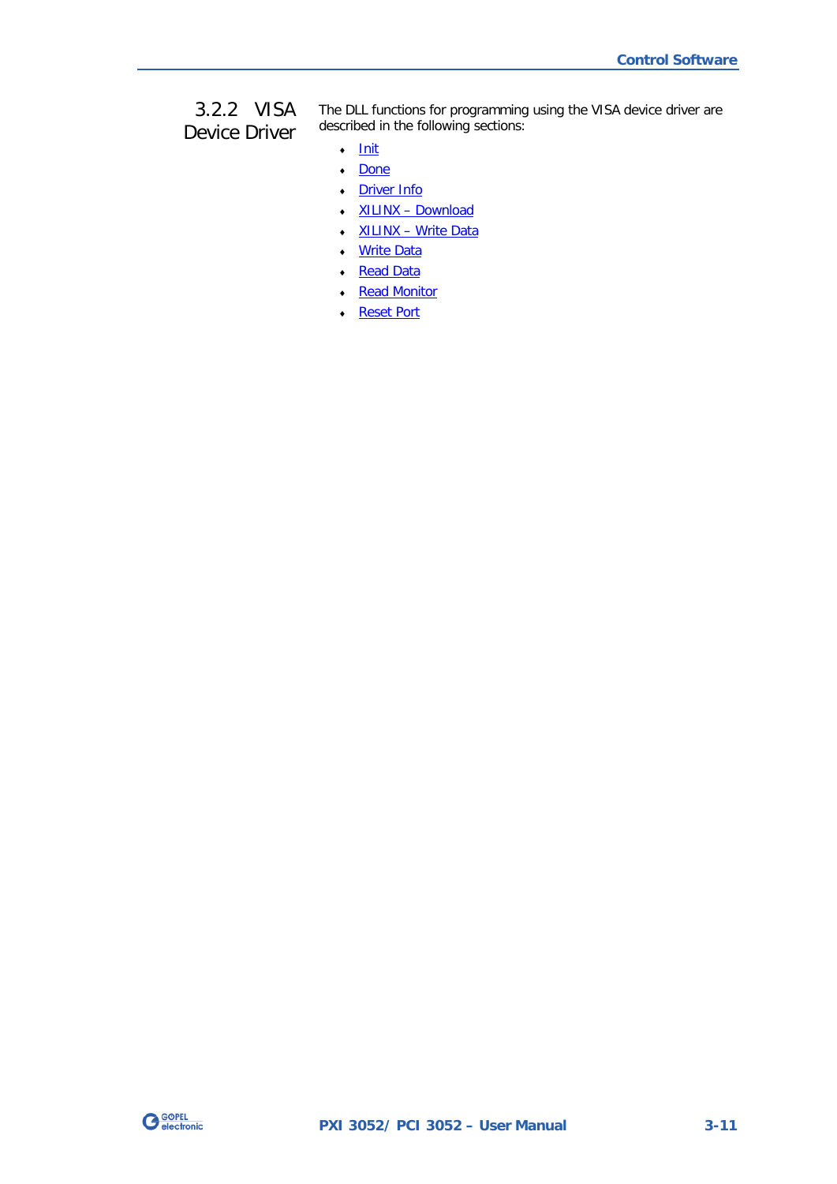### 3.2.2 VISA Device Driver

The DLL functions for programming using the VISA device driver are described in the following sections:

- Init
- Done
- Driver Info
- XILINX – Download
- XILINX – Write Data
- Write Data
- Read Data
- Read Monitor
- Reset Port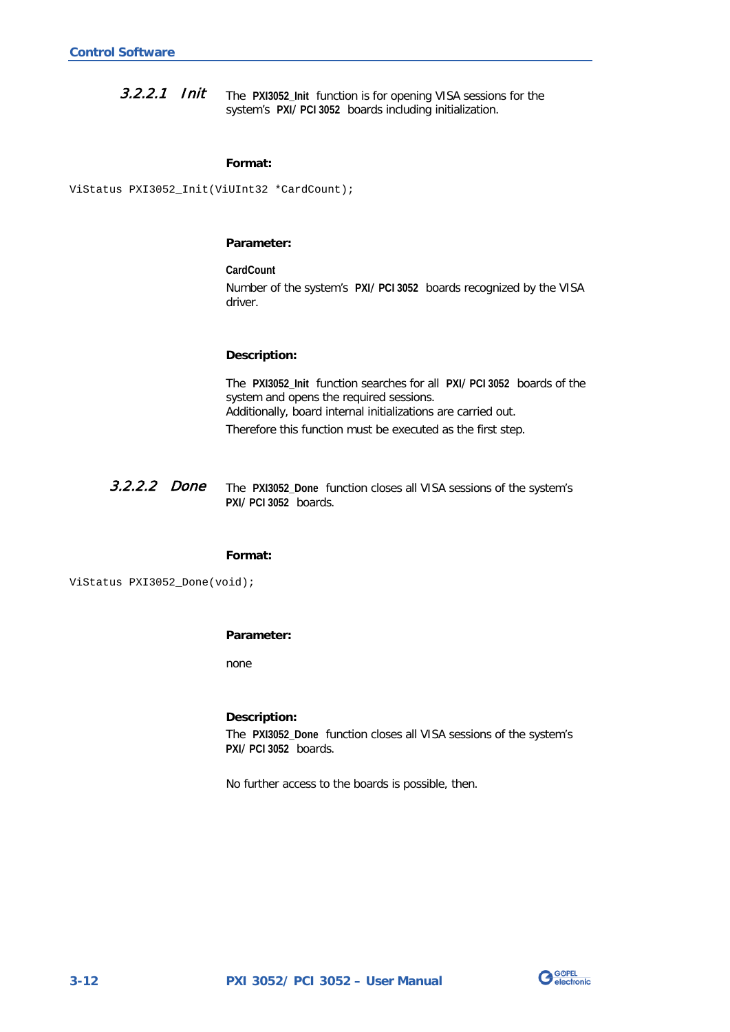#### 3.2.2.1 Init

The **PXI3052_Init** function is for opening VISA sessions for the system's **PXI/ PCI 3052** boards including initialization.

**Format:**

```
ViStatus PXI3052_Init(ViUInt32 *CardCount);
```

**Parameter:**

**CardCount**

Number of the system's **PXI/ PCI 3052** boards recognized by the VISA driver.

**Description:**

The **PXI3052_Init** function searches for all **PXI/ PCI 3052** boards of the system and opens the required sessions.
Additionally, board internal initializations are carried out.

Therefore this function must be executed as the first step.

#### 3.2.2.2 Done

The **PXI3052_Done** function closes all VISA sessions of the system's **PXI/ PCI 3052** boards.

**Format:**

```
ViStatus PXI3052_Done(void);
```

**Parameter:**

none

**Description:**

The **PXI3052_Done** function closes all VISA sessions of the system's **PXI/ PCI 3052** boards.

No further access to the boards is possible, then.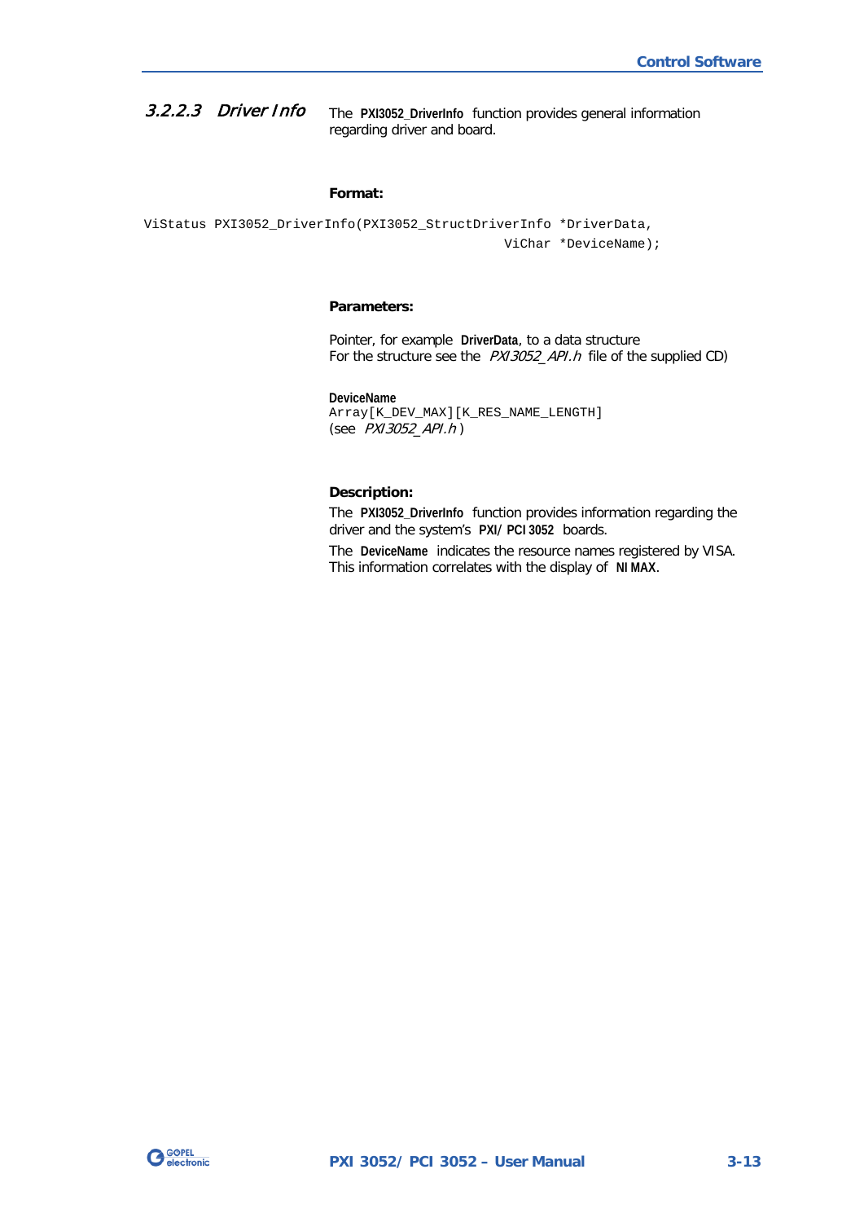### 3.2.2.3 Driver Info

The **PXI3052_DriverInfo** function provides general information regarding driver and board.

**Format:**

```
ViStatus PXI3052_DriverInfo(PXI3052_StructDriverInfo *DriverData,
                                                       ViChar *DeviceName);
```

**Parameters:**

Pointer, for example **DriverData**, to a data structure
For the structure see the *PXI3052_API.h* file of the supplied CD)

**DeviceName**
`Array[K_DEV_MAX][K_RES_NAME_LENGTH]`
(see *PXI3052_API.h*)

**Description:**

The **PXI3052_DriverInfo** function provides information regarding the driver and the system's **PXI/PCI 3052** boards.

The **DeviceName** indicates the resource names registered by VISA. This information correlates with the display of **NI MAX**.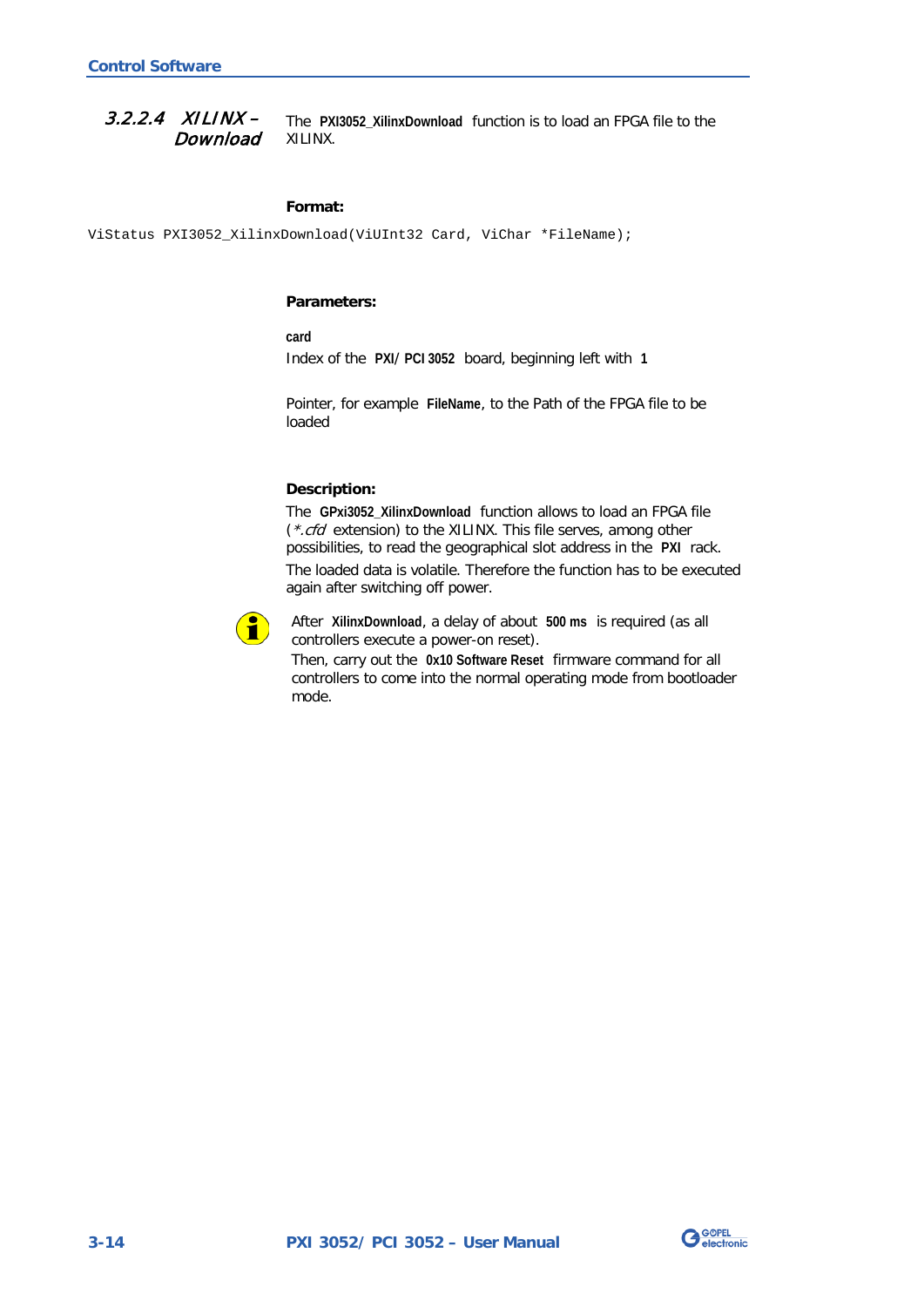### 3.2.2.4 XILINX – Download

The **PXI3052_XilinxDownload** function is to load an FPGA file to the XILINX.

**Format:**

```
ViStatus PXI3052_XilinxDownload(ViUInt32 Card, ViChar *FileName);
```

**Parameters:**

**card**

Index of the **PXI/ PCI 3052** board, beginning left with **1**

Pointer, for example **FileName**, to the Path of the FPGA file to be loaded

**Description:**

The **GPxi3052_XilinxDownload** function allows to load an FPGA file (*\*.cfd* extension) to the XILINX. This file serves, among other possibilities, to read the geographical slot address in the **PXI** rack.

The loaded data is volatile. Therefore the function has to be executed again after switching off power.

After **XilinxDownload**, a delay of about **500 ms** is required (as all controllers execute a power-on reset).

Then, carry out the **0x10 Software Reset** firmware command for all controllers to come into the normal operating mode from bootloader mode.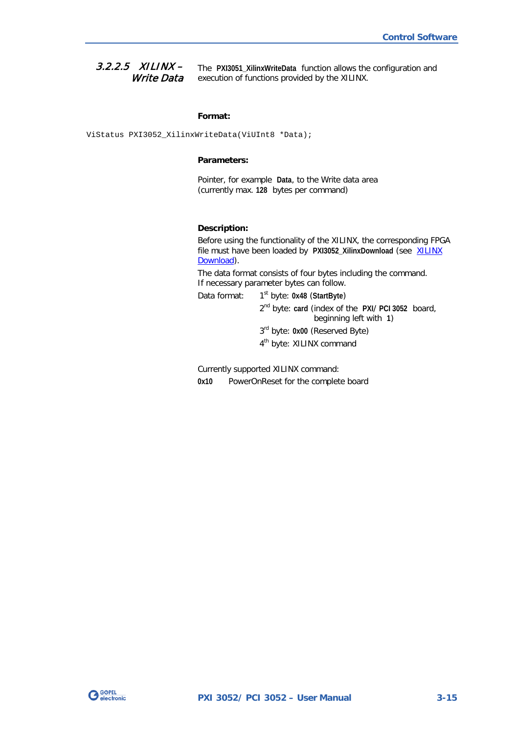### 3.2.2.5 XILINX – Write Data

The **PXI3051_XilinxWriteData** function allows the configuration and execution of functions provided by the XILINX.

**Format:**

```
ViStatus PXI3052_XilinxWriteData(ViUInt8 *Data);
```

**Parameters:**

Pointer, for example **Data**, to the Write data area (currently max. **128** bytes per command)

**Description:**

Before using the functionality of the XILINX, the corresponding FPGA file must have been loaded by **PXI3052_XilinxDownload** (see XILINX Download).

The data format consists of four bytes including the command. If necessary parameter bytes can follow.

Data format:
- 1st byte: **0x48** (**StartByte**)
- 2nd byte: **card** (index of the **PXI**/ **PCI 3052** board, beginning left with **1**)
- 3rd byte: **0x00** (Reserved Byte)
- 4th byte: XILINX command

Currently supported XILINX command:

**0x10** PowerOnReset for the complete board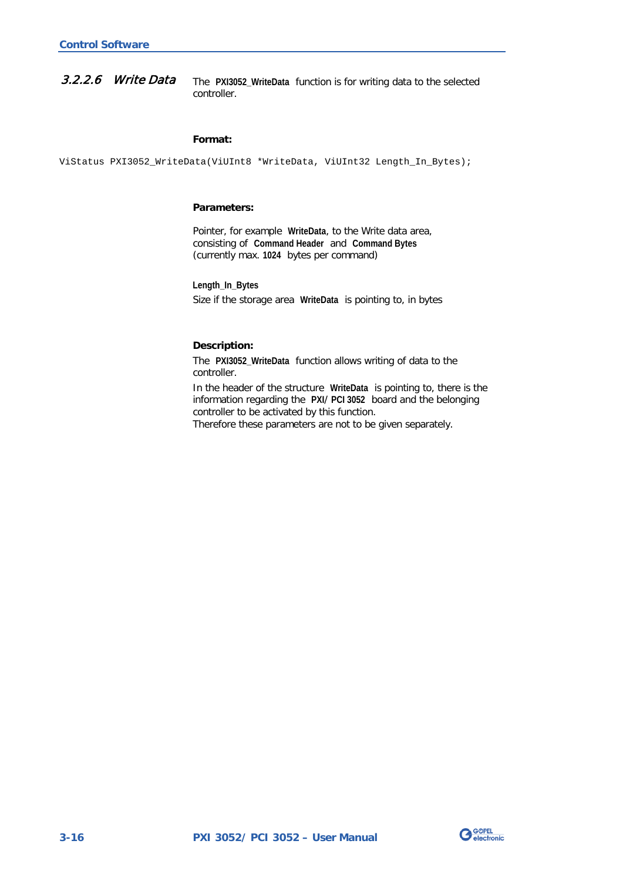### 3.2.2.6 *Write Data*

The **PXI3052_WriteData** function is for writing data to the selected controller.

**Format:**

```
ViStatus PXI3052_WriteData(ViUInt8 *WriteData, ViUInt32 Length_In_Bytes);
```

**Parameters:**

Pointer, for example **WriteData**, to the Write data area, consisting of **Command Header** and **Command Bytes** (currently max. **1024** bytes per command)

**Length_In_Bytes**
Size if the storage area **WriteData** is pointing to, in bytes

**Description:**
The **PXI3052_WriteData** function allows writing of data to the controller.
In the header of the structure **WriteData** is pointing to, there is the information regarding the **PXI/ PCI 3052** board and the belonging controller to be activated by this function.
Therefore these parameters are not to be given separately.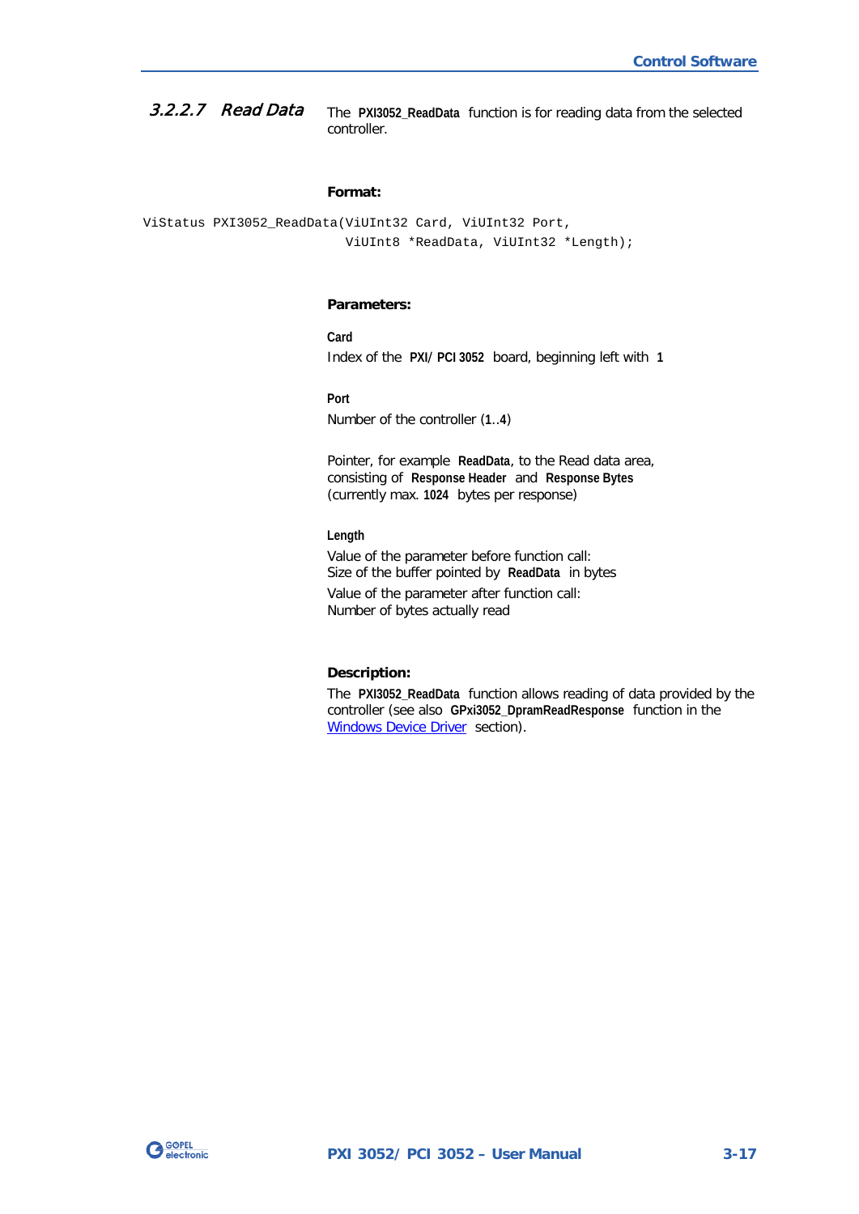### 3.2.2.7 Read Data

The **PXI3052_ReadData** function is for reading data from the selected controller.

**Format:**

```
ViStatus PXI3052_ReadData(ViUInt32 Card, ViUInt32 Port,
                              ViUInt8 *ReadData, ViUInt32 *Length);
```

**Parameters:**

**Card**
Index of the **PXI**/ **PCI 3052** board, beginning left with **1**

**Port**
Number of the controller (**1**..**4**)

Pointer, for example **ReadData**, to the Read data area, consisting of **Response Header** and **Response Bytes** (currently max. **1024** bytes per response)

**Length**
Value of the parameter before function call:
Size of the buffer pointed by **ReadData** in bytes
Value of the parameter after function call:
Number of bytes actually read

**Description:**

The **PXI3052_ReadData** function allows reading of data provided by the controller (see also **GPxi3052_DpramReadResponse** function in the Windows Device Driver section).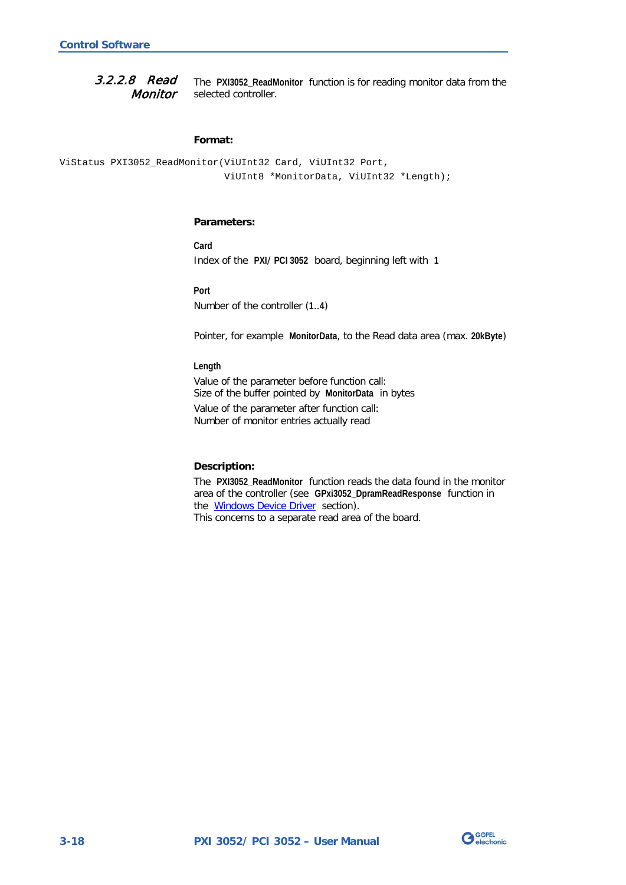### 3.2.2.8 Read Monitor

The **PXI3052_ReadMonitor** function is for reading monitor data from the selected controller.

**Format:**

```
ViStatus PXI3052_ReadMonitor(ViUInt32 Card, ViUInt32 Port,
                              ViUInt8 *MonitorData, ViUInt32 *Length);
```

**Parameters:**

**Card**
Index of the **PXI**/ **PCI 3052** board, beginning left with **1**

**Port**
Number of the controller (**1**..**4**)

Pointer, for example **MonitorData**, to the Read data area (max. **20kByte**)

**Length**
Value of the parameter before function call:
Size of the buffer pointed by **MonitorData** in bytes
Value of the parameter after function call:
Number of monitor entries actually read

**Description:**

The **PXI3052_ReadMonitor** function reads the data found in the monitor area of the controller (see **GPxi3052_DpramReadResponse** function in the Windows Device Driver section).
This concerns to a separate read area of the board.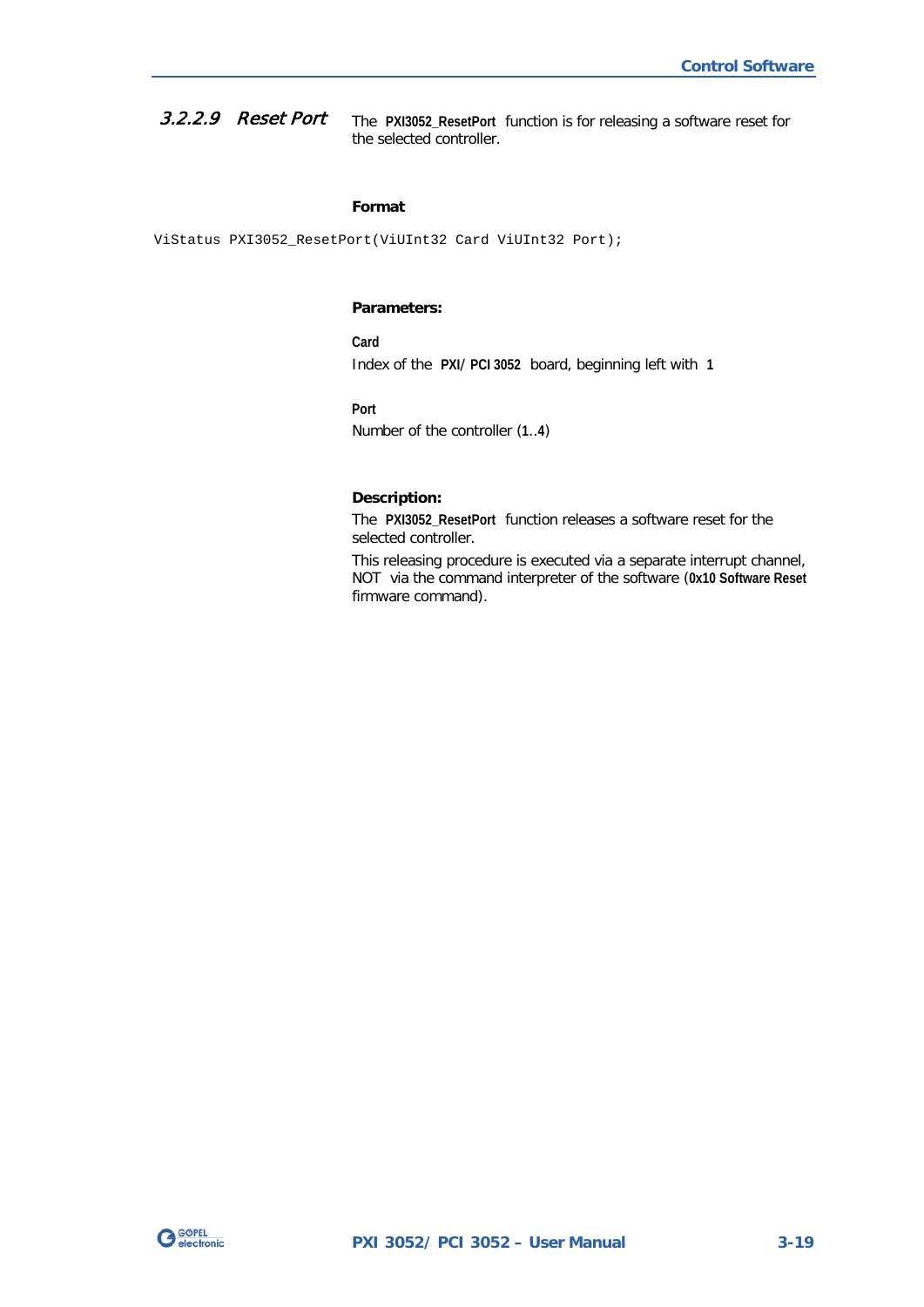#### *3.2.2.9 Reset Port*

The **PXI3052_ResetPort** function is for releasing a software reset for the selected controller.

**Format**

```
ViStatus PXI3052_ResetPort(ViUInt32 Card ViUInt32 Port);
```

**Parameters:**

**Card**
Index of the **PXI/ PCI 3052** board, beginning left with **1**

**Port**
Number of the controller (**1**..**4**)

**Description:**

The **PXI3052_ResetPort** function releases a software reset for the selected controller.

This releasing procedure is executed via a separate interrupt channel, NOT via the command interpreter of the software (**0x10 Software Reset** firmware command).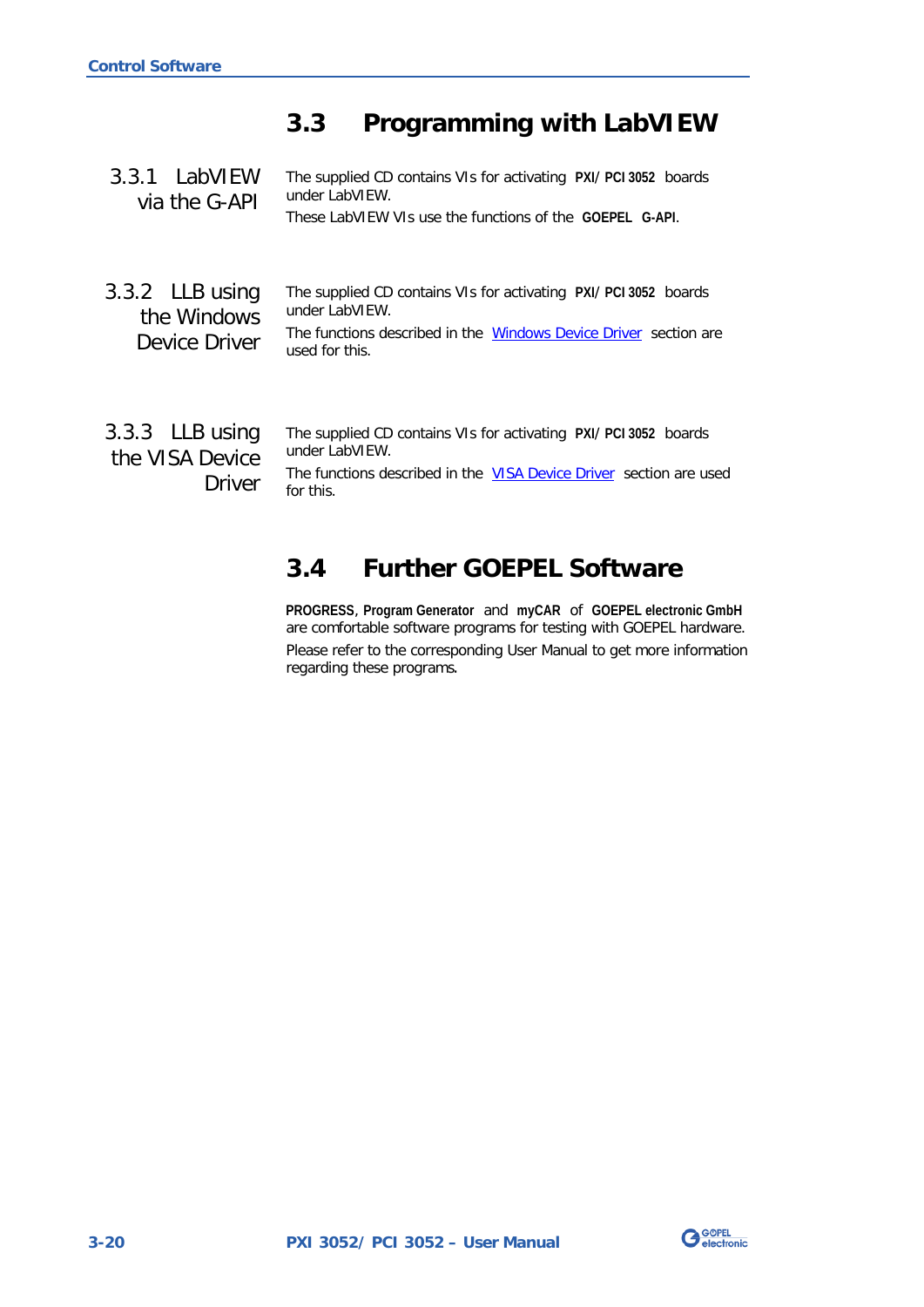## 3.3 Programming with LabVIEW

### 3.3.1 LabVIEW via the G-API

The supplied CD contains VIs for activating **PXI/ PCI 3052** boards under LabVIEW.

These LabVIEW VIs use the functions of the **GOEPEL G-API**.

### 3.3.2 LLB using the Windows Device Driver

The supplied CD contains VIs for activating **PXI/ PCI 3052** boards under LabVIEW.

The functions described in the Windows Device Driver section are used for this.

### 3.3.3 LLB using the VISA Device Driver

The supplied CD contains VIs for activating **PXI/ PCI 3052** boards under LabVIEW.

The functions described in the VISA Device Driver section are used for this.

## 3.4 Further GOEPEL Software

**PROGRESS**, **Program Generator** and **myCAR** of **GOEPEL electronic GmbH** are comfortable software programs for testing with GOEPEL hardware.

Please refer to the corresponding User Manual to get more information regarding these programs.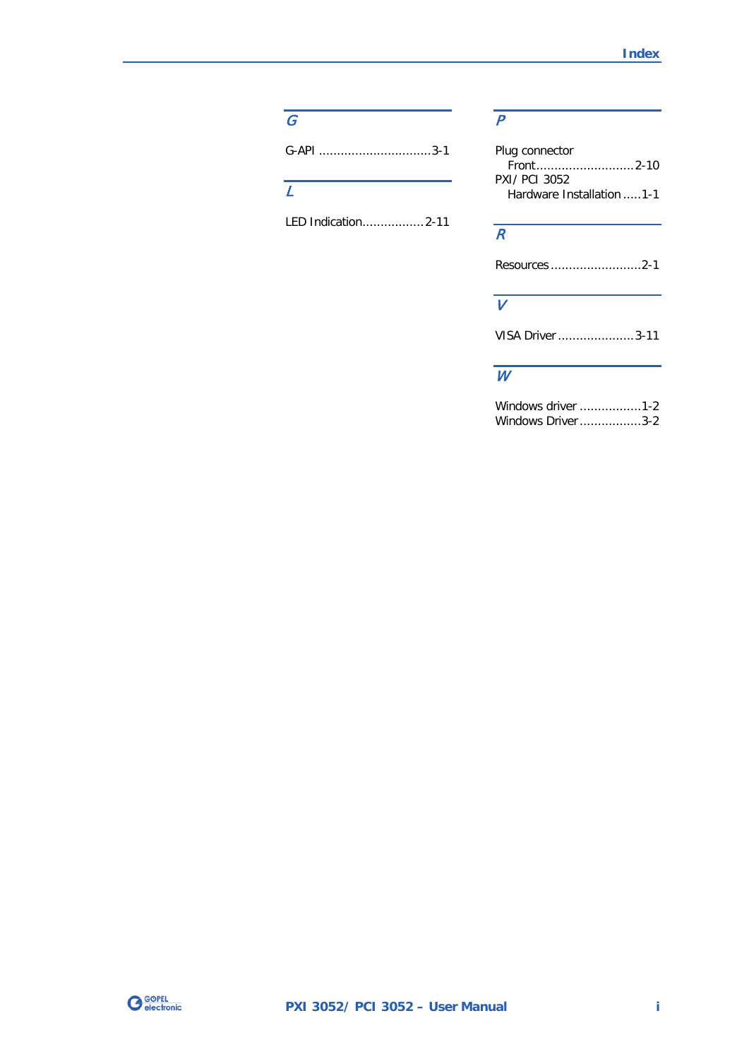## G

G-API ...............................3-1

## L

LED Indication.................2-11

## P

Plug connector
  Front...........................2-10
PXI/ PCI 3052
  Hardware Installation .....1-1

## R

Resources .........................2-1

## V

VISA Driver .....................3-11

## W

Windows driver .................1-2
Windows Driver.................3-2